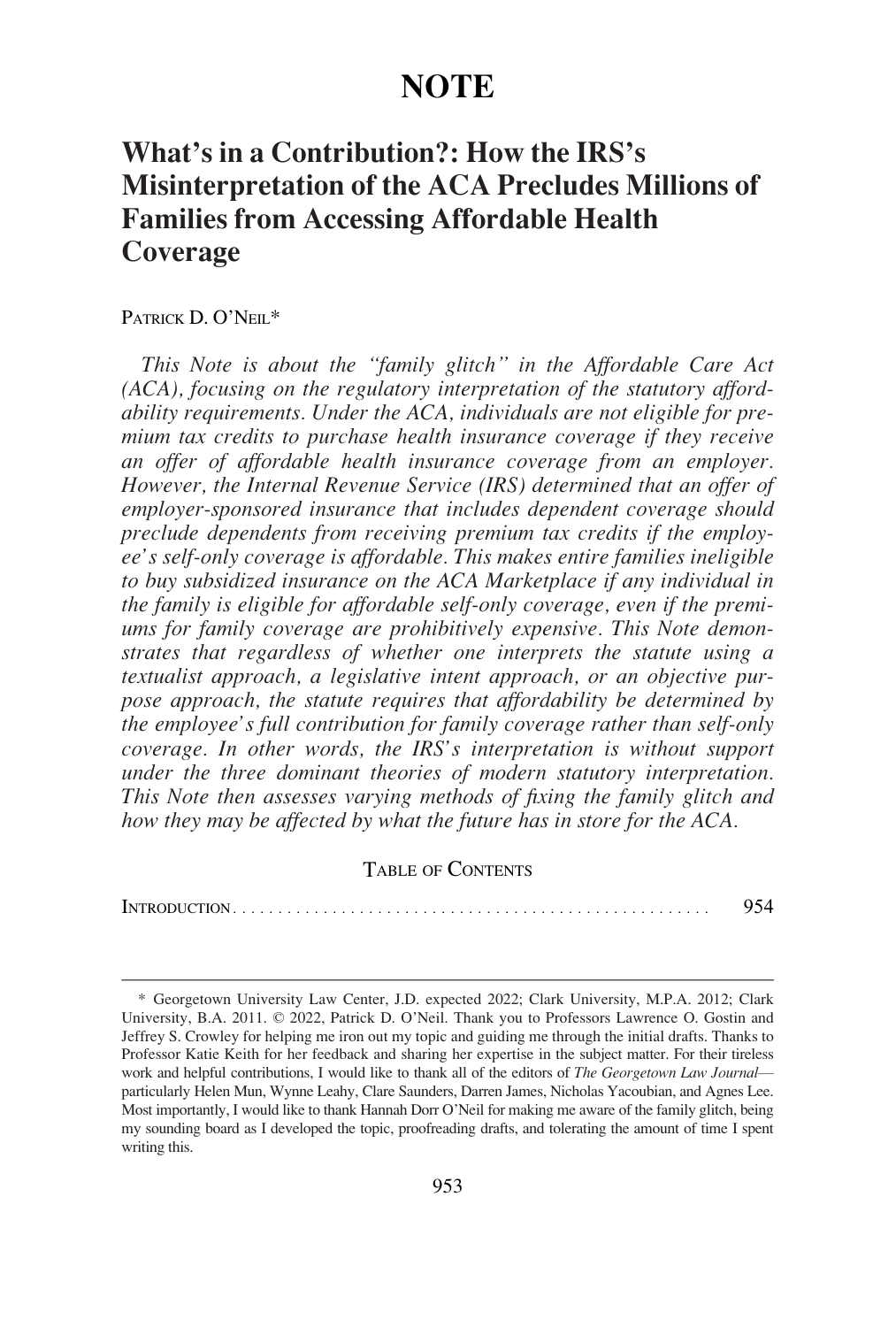# NOTE

## What's in a Contribution?: How the IRS's Misinterpretation of the ACA Precludes Millions of Families from Accessing Affordable Health Coverage

Patrick D. O'Neil*

*This Note is about the "family glitch" in the Affordable Care Act (ACA), focusing on the regulatory interpretation of the statutory affordability requirements. Under the ACA, individuals are not eligible for premium tax credits to purchase health insurance coverage if they receive an offer of affordable health insurance coverage from an employer. However, the Internal Revenue Service (IRS) determined that an offer of employer-sponsored insurance that includes dependent coverage should preclude dependents from receiving premium tax credits if the employee's self-only coverage is affordable. This makes entire families ineligible to buy subsidized insurance on the ACA Marketplace if any individual in the family is eligible for affordable self-only coverage, even if the premiums for family coverage are prohibitively expensive. This Note demonstrates that regardless of whether one interprets the statute using a textualist approach, a legislative intent approach, or an objective purpose approach, the statute requires that affordability be determined by the employee's full contribution for family coverage rather than self-only coverage. In other words, the IRS's interpretation is without support under the three dominant theories of modern statutory interpretation. This Note then assesses varying methods of fixing the family glitch and how they may be affected by what the future has in store for the ACA.*

Table of Contents

Introduction . . . . . . . . . . . . . . . . . . . . . . . . . . . . . . . . . . . . . . . . . . . . . . . . . . . . . 954

---

\* Georgetown University Law Center, J.D. expected 2022; Clark University, M.P.A. 2012; Clark University, B.A. 2011. © 2022, Patrick D. O'Neil. Thank you to Professors Lawrence O. Gostin and Jeffrey S. Crowley for helping me iron out my topic and guiding me through the initial drafts. Thanks to Professor Katie Keith for her feedback and sharing her expertise in the subject matter. For their tireless work and helpful contributions, I would like to thank all of the editors of *The Georgetown Law Journal*—particularly Helen Mun, Wynne Leahy, Clare Saunders, Darren James, Nicholas Yacoubian, and Agnes Lee. Most importantly, I would like to thank Hannah Dorr O'Neil for making me aware of the family glitch, being my sounding board as I developed the topic, proofreading drafts, and tolerating the amount of time I spent writing this.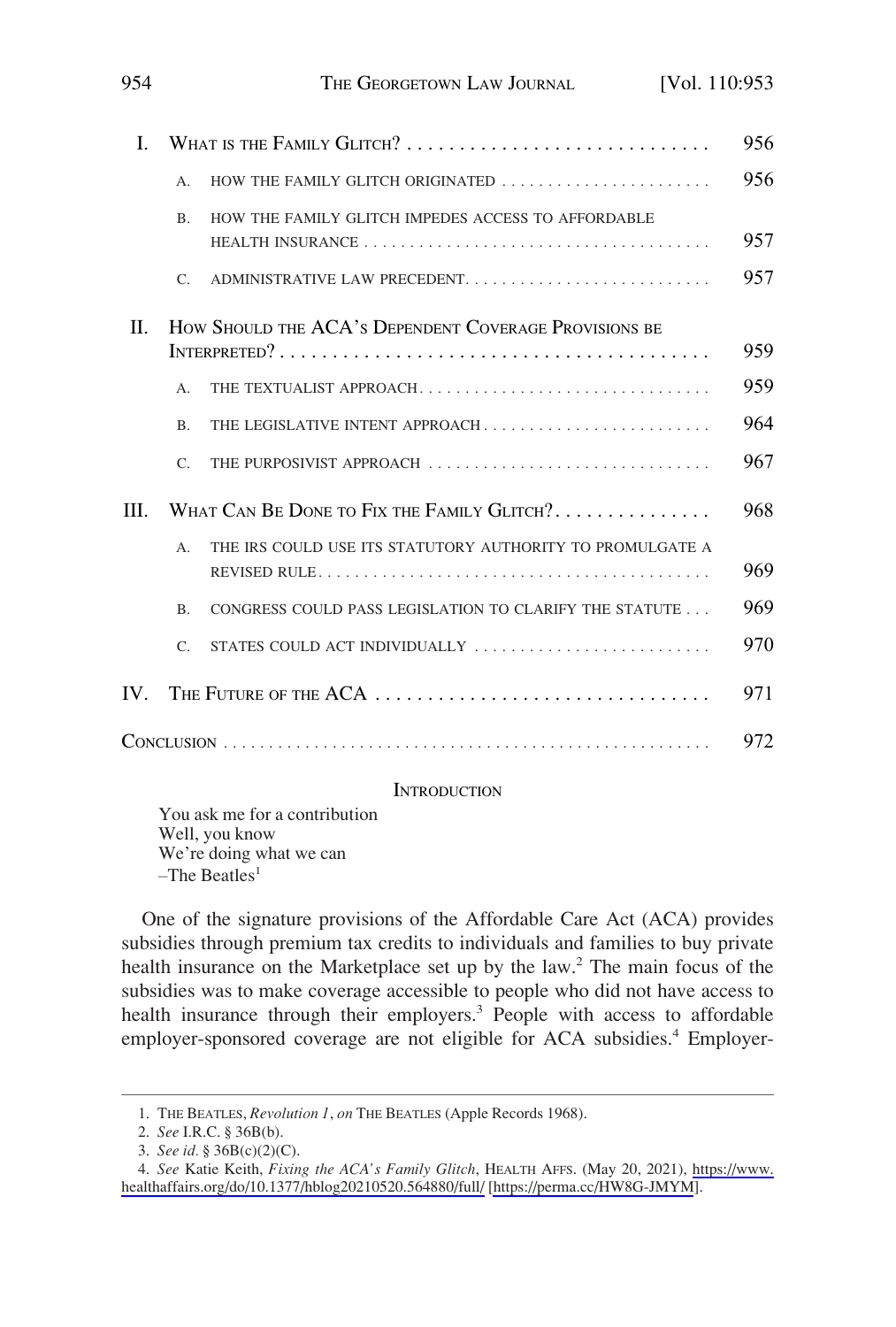| | | |
|---|---|---|
| I. | What is the Family Glitch? | 956 |
| | A. How the Family Glitch Originated | 956 |
| | B. How the Family Glitch Impedes Access to Affordable Health Insurance | 957 |
| | C. Administrative Law Precedent | 957 |
| II. | How Should the ACA's Dependent Coverage Provisions be Interpreted? | 959 |
| | A. The Textualist Approach | 959 |
| | B. The Legislative Intent Approach | 964 |
| | C. The Purposivist Approach | 967 |
| III. | What Can Be Done to Fix the Family Glitch? | 968 |
| | A. The IRS Could Use Its Statutory Authority to Promulgate a Revised Rule | 969 |
| | B. Congress Could Pass Legislation to Clarify the Statute | 969 |
| | C. States Could Act Individually | 970 |
| IV. | The Future of the ACA | 971 |
| | Conclusion | 972 |

## Introduction

You ask me for a contribution
Well, you know
We're doing what we can
–The Beatles[1]

One of the signature provisions of the Affordable Care Act (ACA) provides subsidies through premium tax credits to individuals and families to buy private health insurance on the Marketplace set up by the law.[2] The main focus of the subsidies was to make coverage accessible to people who did not have access to health insurance through their employers.[3] People with access to affordable employer-sponsored coverage are not eligible for ACA subsidies.[4] Employer-

---

1. The Beatles, *Revolution 1*, *on* The Beatles (Apple Records 1968).

2. *See* I.R.C. § 36B(b).

3. *See id.* § 36B(c)(2)(C).

4. *See* Katie Keith, *Fixing the ACA's Family Glitch*, Health Affs. (May 20, 2021), https://www.healthaffairs.org/do/10.1377/hblog20210520.564880/full/ [https://perma.cc/HW8G-JMYM].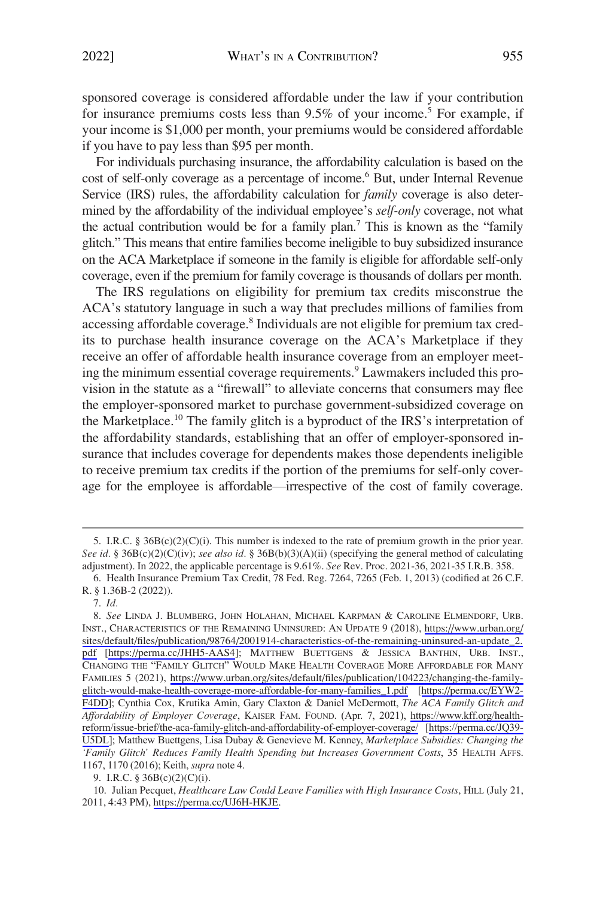sponsored coverage is considered affordable under the law if your contribution for insurance premiums costs less than 9.5% of your income.[5] For example, if your income is $1,000 per month, your premiums would be considered affordable if you have to pay less than $95 per month.

For individuals purchasing insurance, the affordability calculation is based on the cost of self-only coverage as a percentage of income.[6] But, under Internal Revenue Service (IRS) rules, the affordability calculation for *family* coverage is also determined by the affordability of the individual employee's *self-only* coverage, not what the actual contribution would be for a family plan.[7] This is known as the "family glitch." This means that entire families become ineligible to buy subsidized insurance on the ACA Marketplace if someone in the family is eligible for affordable self-only coverage, even if the premium for family coverage is thousands of dollars per month.

The IRS regulations on eligibility for premium tax credits misconstrue the ACA's statutory language in such a way that precludes millions of families from accessing affordable coverage.[8] Individuals are not eligible for premium tax credits to purchase health insurance coverage on the ACA's Marketplace if they receive an offer of affordable health insurance coverage from an employer meeting the minimum essential coverage requirements.[9] Lawmakers included this provision in the statute as a "firewall" to alleviate concerns that consumers may flee the employer-sponsored market to purchase government-subsidized coverage on the Marketplace.[10] The family glitch is a byproduct of the IRS's interpretation of the affordability standards, establishing that an offer of employer-sponsored insurance that includes coverage for dependents makes those dependents ineligible to receive premium tax credits if the portion of the premiums for self-only coverage for the employee is affordable—irrespective of the cost of family coverage.

---

5. I.R.C. § 36B(c)(2)(C)(i). This number is indexed to the rate of premium growth in the prior year. *See id.* § 36B(c)(2)(C)(iv); *see also id.* § 36B(b)(3)(A)(ii) (specifying the general method of calculating adjustment). In 2022, the applicable percentage is 9.61%. *See* Rev. Proc. 2021-36, 2021-35 I.R.B. 358.

6. Health Insurance Premium Tax Credit, 78 Fed. Reg. 7264, 7265 (Feb. 1, 2013) (codified at 26 C.F. R. § 1.36B-2 (2022)).

7. *Id.*

8. *See* LINDA J. BLUMBERG, JOHN HOLAHAN, MICHAEL KARPMAN & CAROLINE ELMENDORF, URB. INST., CHARACTERISTICS OF THE REMAINING UNINSURED: AN UPDATE 9 (2018), https://www.urban.org/sites/default/files/publication/98764/2001914-characteristics-of-the-remaining-uninsured-an-update_2.pdf [https://perma.cc/JHH5-AAS4]; MATTHEW BUETTGENS & JESSICA BANTHIN, URB. INST., CHANGING THE "FAMILY GLITCH" WOULD MAKE HEALTH COVERAGE MORE AFFORDABLE FOR MANY FAMILIES 5 (2021), https://www.urban.org/sites/default/files/publication/104223/changing-the-family-glitch-would-make-health-coverage-more-affordable-for-many-families_1.pdf [https://perma.cc/EYW2-F4DD]; Cynthia Cox, Krutika Amin, Gary Claxton & Daniel McDermott, *The ACA Family Glitch and Affordability of Employer Coverage*, KAISER FAM. FOUND. (Apr. 7, 2021), https://www.kff.org/health-reform/issue-brief/the-aca-family-glitch-and-affordability-of-employer-coverage/ [https://perma.cc/JQ39-U5DL]; Matthew Buettgens, Lisa Dubay & Genevieve M. Kenney, *Marketplace Subsidies: Changing the 'Family Glitch' Reduces Family Health Spending but Increases Government Costs*, 35 HEALTH AFFS. 1167, 1170 (2016); Keith, *supra* note 4.

9. I.R.C. § 36B(c)(2)(C)(i).

10. Julian Pecquet, *Healthcare Law Could Leave Families with High Insurance Costs*, HILL (July 21, 2011, 4:43 PM), https://perma.cc/UJ6H-HKJE.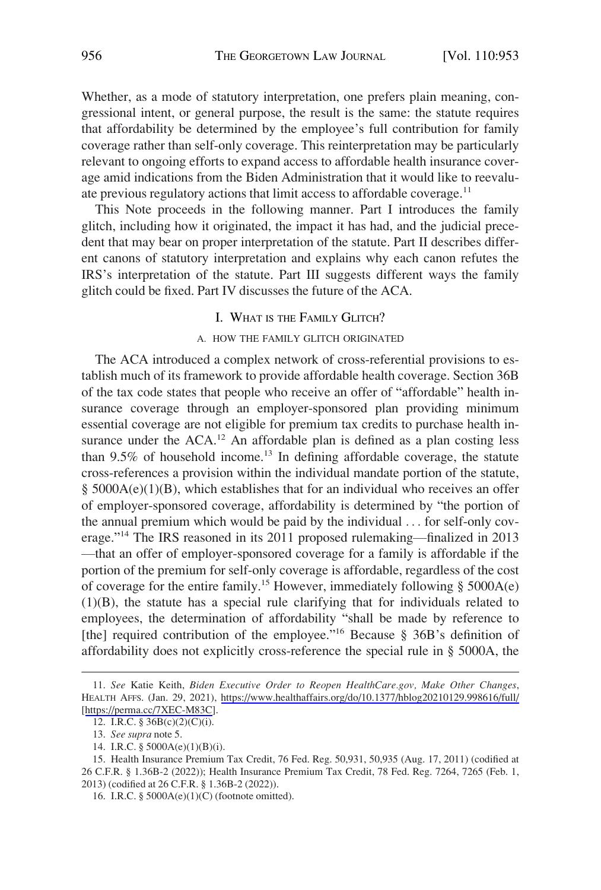Whether, as a mode of statutory interpretation, one prefers plain meaning, congressional intent, or general purpose, the result is the same: the statute requires that affordability be determined by the employee's full contribution for family coverage rather than self-only coverage. This reinterpretation may be particularly relevant to ongoing efforts to expand access to affordable health insurance coverage amid indications from the Biden Administration that it would like to reevaluate previous regulatory actions that limit access to affordable coverage.[11]

This Note proceeds in the following manner. Part I introduces the family glitch, including how it originated, the impact it has had, and the judicial precedent that may bear on proper interpretation of the statute. Part II describes different canons of statutory interpretation and explains why each canon refutes the IRS's interpretation of the statute. Part III suggests different ways the family glitch could be fixed. Part IV discusses the future of the ACA.

## I. WHAT IS THE FAMILY GLITCH?

### A. HOW THE FAMILY GLITCH ORIGINATED

The ACA introduced a complex network of cross-referential provisions to establish much of its framework to provide affordable health coverage. Section 36B of the tax code states that people who receive an offer of "affordable" health insurance coverage through an employer-sponsored plan providing minimum essential coverage are not eligible for premium tax credits to purchase health insurance under the ACA.[12] An affordable plan is defined as a plan costing less than 9.5% of household income.[13] In defining affordable coverage, the statute cross-references a provision within the individual mandate portion of the statute, § 5000A(e)(1)(B), which establishes that for an individual who receives an offer of employer-sponsored coverage, affordability is determined by "the portion of the annual premium which would be paid by the individual . . . for self-only coverage."[14] The IRS reasoned in its 2011 proposed rulemaking—finalized in 2013—that an offer of employer-sponsored coverage for a family is affordable if the portion of the premium for self-only coverage is affordable, regardless of the cost of coverage for the entire family.[15] However, immediately following § 5000A(e)(1)(B), the statute has a special rule clarifying that for individuals related to employees, the determination of affordability "shall be made by reference to [the] required contribution of the employee."[16] Because § 36B's definition of affordability does not explicitly cross-reference the special rule in § 5000A, the

---

11. *See* Katie Keith, *Biden Executive Order to Reopen HealthCare.gov, Make Other Changes*, HEALTH AFFS. (Jan. 29, 2021), https://www.healthaffairs.org/do/10.1377/hblog20210129.998616/full/ [https://perma.cc/7XEC-M83C].

12. I.R.C. § 36B(c)(2)(C)(i).

13. *See supra* note 5.

14. I.R.C. § 5000A(e)(1)(B)(i).

15. Health Insurance Premium Tax Credit, 76 Fed. Reg. 50,931, 50,935 (Aug. 17, 2011) (codified at 26 C.F.R. § 1.36B-2 (2022)); Health Insurance Premium Tax Credit, 78 Fed. Reg. 7264, 7265 (Feb. 1, 2013) (codified at 26 C.F.R. § 1.36B-2 (2022)).

16. I.R.C. § 5000A(e)(1)(C) (footnote omitted).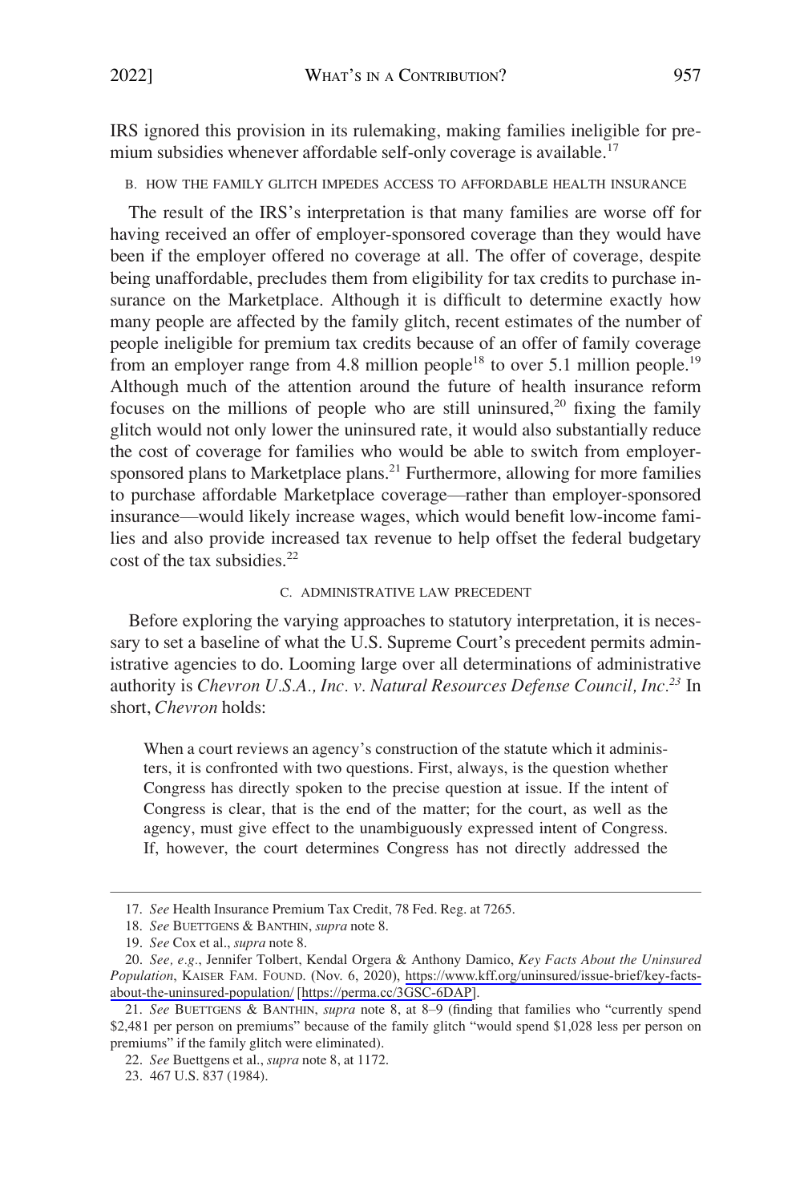IRS ignored this provision in its rulemaking, making families ineligible for premium subsidies whenever affordable self-only coverage is available.[17]

### B. How the Family Glitch Impedes Access to Affordable Health Insurance

The result of the IRS's interpretation is that many families are worse off for having received an offer of employer-sponsored coverage than they would have been if the employer offered no coverage at all. The offer of coverage, despite being unaffordable, precludes them from eligibility for tax credits to purchase insurance on the Marketplace. Although it is difficult to determine exactly how many people are affected by the family glitch, recent estimates of the number of people ineligible for premium tax credits because of an offer of family coverage from an employer range from 4.8 million people[18] to over 5.1 million people.[19] Although much of the attention around the future of health insurance reform focuses on the millions of people who are still uninsured,[20] fixing the family glitch would not only lower the uninsured rate, it would also substantially reduce the cost of coverage for families who would be able to switch from employer-sponsored plans to Marketplace plans.[21] Furthermore, allowing for more families to purchase affordable Marketplace coverage—rather than employer-sponsored insurance—would likely increase wages, which would benefit low-income families and also provide increased tax revenue to help offset the federal budgetary cost of the tax subsidies.[22]

### C. Administrative Law Precedent

Before exploring the varying approaches to statutory interpretation, it is necessary to set a baseline of what the U.S. Supreme Court's precedent permits administrative agencies to do. Looming large over all determinations of administrative authority is *Chevron U.S.A., Inc. v. Natural Resources Defense Council, Inc.*[23] In short, *Chevron* holds:

> When a court reviews an agency's construction of the statute which it administers, it is confronted with two questions. First, always, is the question whether Congress has directly spoken to the precise question at issue. If the intent of Congress is clear, that is the end of the matter; for the court, as well as the agency, must give effect to the unambiguously expressed intent of Congress. If, however, the court determines Congress has not directly addressed the

---

17. *See* Health Insurance Premium Tax Credit, 78 Fed. Reg. at 7265.

18. *See* Buettgens & Banthin, *supra* note 8.

19. *See* Cox et al., *supra* note 8.

20. *See, e.g.*, Jennifer Tolbert, Kendal Orgera & Anthony Damico, *Key Facts About the Uninsured Population*, Kaiser Fam. Found. (Nov. 6, 2020), https://www.kff.org/uninsured/issue-brief/key-facts-about-the-uninsured-population/ [https://perma.cc/3GSC-6DAP].

21. *See* Buettgens & Banthin, *supra* note 8, at 8–9 (finding that families who "currently spend $2,481 per person on premiums" because of the family glitch "would spend $1,028 less per person on premiums" if the family glitch were eliminated).

22. *See* Buettgens et al., *supra* note 8, at 1172.

23. 467 U.S. 837 (1984).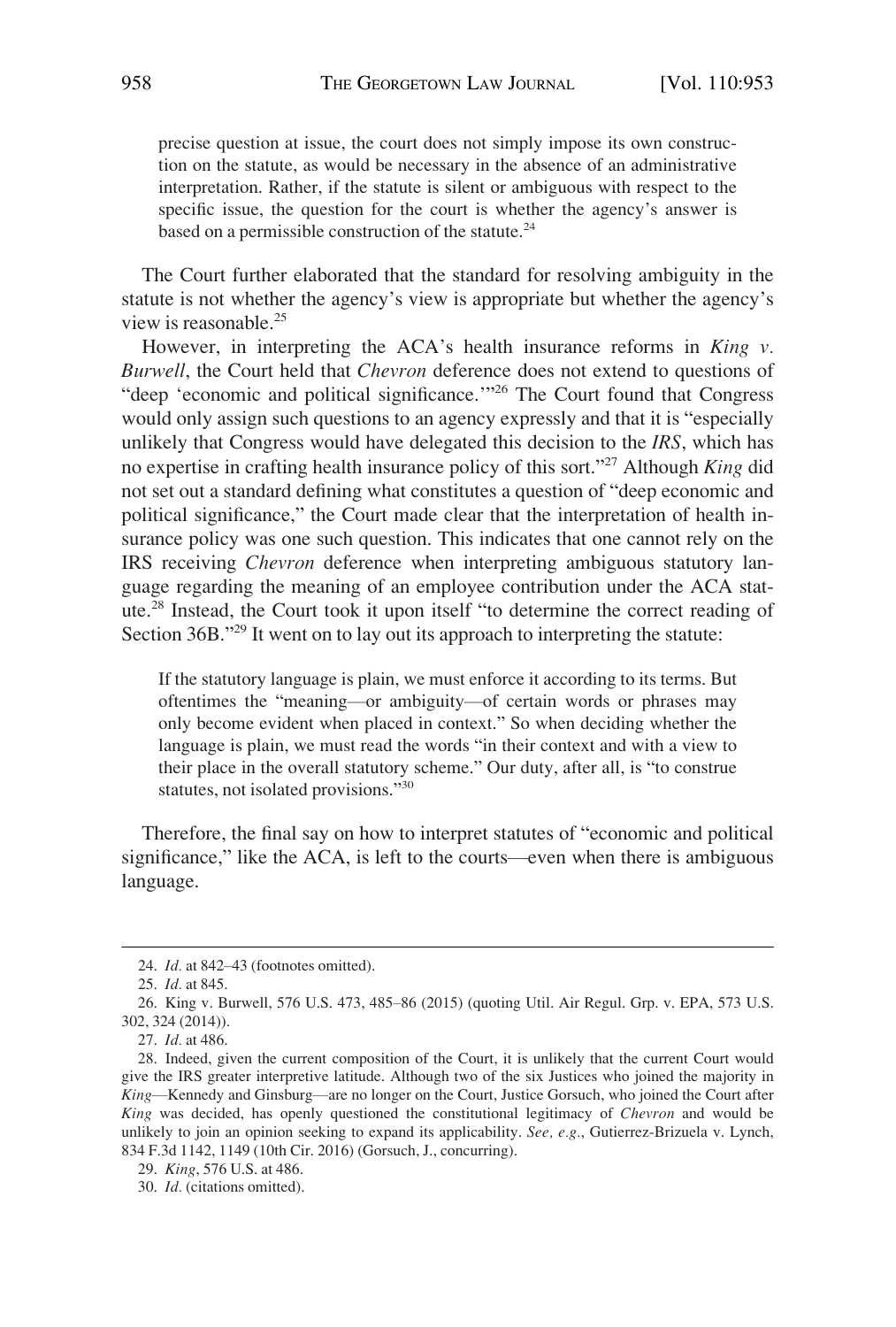> precise question at issue, the court does not simply impose its own construction on the statute, as would be necessary in the absence of an administrative interpretation. Rather, if the statute is silent or ambiguous with respect to the specific issue, the question for the court is whether the agency's answer is based on a permissible construction of the statute.[24]

The Court further elaborated that the standard for resolving ambiguity in the statute is not whether the agency's view is appropriate but whether the agency's view is reasonable.[25]

However, in interpreting the ACA's health insurance reforms in *King v. Burwell*, the Court held that *Chevron* deference does not extend to questions of "deep 'economic and political significance.'"[26] The Court found that Congress would only assign such questions to an agency expressly and that it is "especially unlikely that Congress would have delegated this decision to the *IRS*, which has no expertise in crafting health insurance policy of this sort."[27] Although *King* did not set out a standard defining what constitutes a question of "deep economic and political significance," the Court made clear that the interpretation of health insurance policy was one such question. This indicates that one cannot rely on the IRS receiving *Chevron* deference when interpreting ambiguous statutory language regarding the meaning of an employee contribution under the ACA statute.[28] Instead, the Court took it upon itself "to determine the correct reading of Section 36B."[29] It went on to lay out its approach to interpreting the statute:

> If the statutory language is plain, we must enforce it according to its terms. But oftentimes the "meaning—or ambiguity—of certain words or phrases may only become evident when placed in context." So when deciding whether the language is plain, we must read the words "in their context and with a view to their place in the overall statutory scheme." Our duty, after all, is "to construe statutes, not isolated provisions."[30]

Therefore, the final say on how to interpret statutes of "economic and political significance," like the ACA, is left to the courts—even when there is ambiguous language.

---

24. *Id.* at 842–43 (footnotes omitted).

25. *Id.* at 845.

26. King v. Burwell, 576 U.S. 473, 485–86 (2015) (quoting Util. Air Regul. Grp. v. EPA, 573 U.S. 302, 324 (2014)).

27. *Id.* at 486.

28. Indeed, given the current composition of the Court, it is unlikely that the current Court would give the IRS greater interpretive latitude. Although two of the six Justices who joined the majority in *King*—Kennedy and Ginsburg—are no longer on the Court, Justice Gorsuch, who joined the Court after *King* was decided, has openly questioned the constitutional legitimacy of *Chevron* and would be unlikely to join an opinion seeking to expand its applicability. *See, e.g.*, Gutierrez-Brizuela v. Lynch, 834 F.3d 1142, 1149 (10th Cir. 2016) (Gorsuch, J., concurring).

29. *King*, 576 U.S. at 486.

30. *Id.* (citations omitted).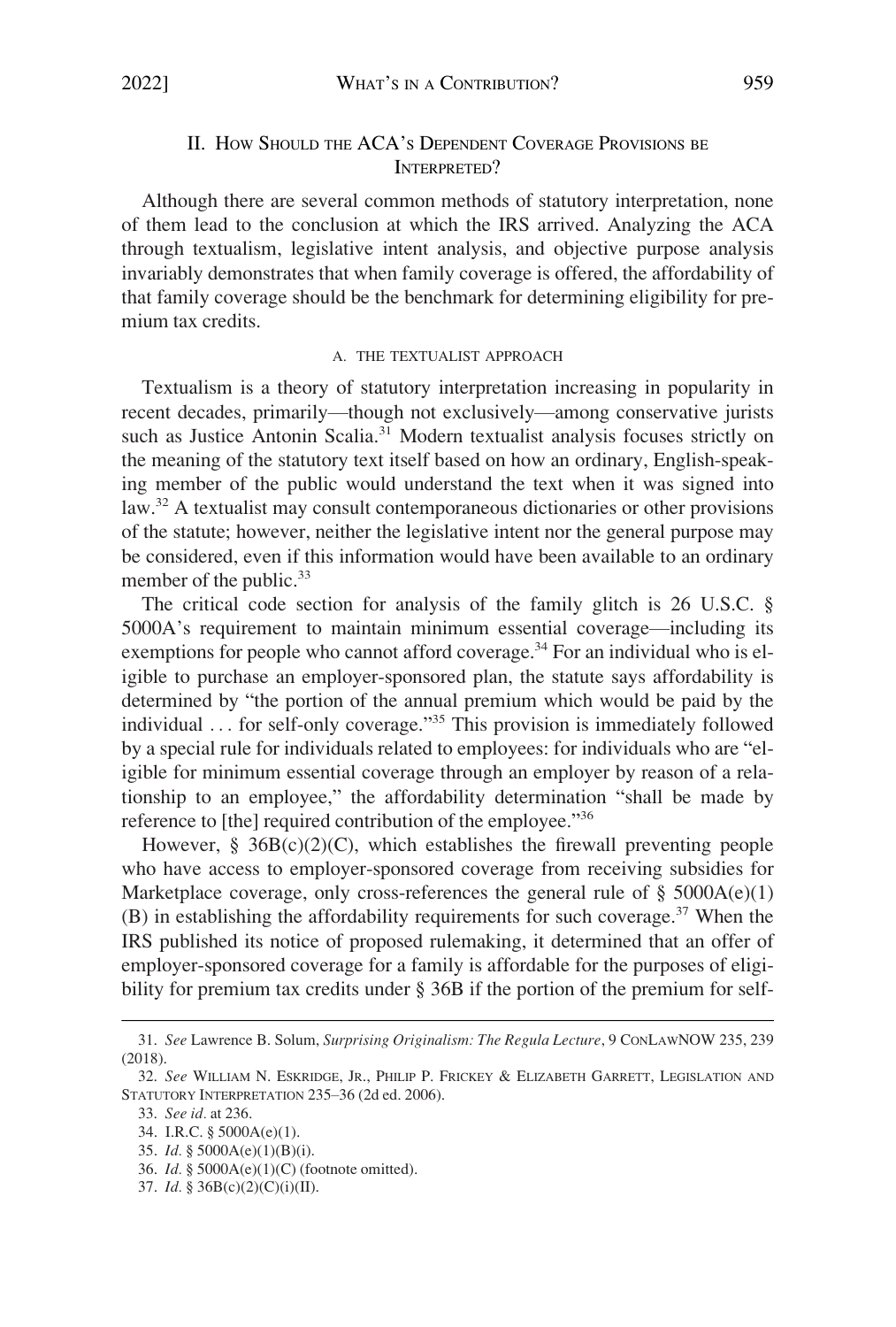## II. How Should the ACA's Dependent Coverage Provisions be Interpreted?

Although there are several common methods of statutory interpretation, none of them lead to the conclusion at which the IRS arrived. Analyzing the ACA through textualism, legislative intent analysis, and objective purpose analysis invariably demonstrates that when family coverage is offered, the affordability of that family coverage should be the benchmark for determining eligibility for premium tax credits.

### A. The Textualist Approach

Textualism is a theory of statutory interpretation increasing in popularity in recent decades, primarily—though not exclusively—among conservative jurists such as Justice Antonin Scalia.[31] Modern textualist analysis focuses strictly on the meaning of the statutory text itself based on how an ordinary, English-speaking member of the public would understand the text when it was signed into law.[32] A textualist may consult contemporaneous dictionaries or other provisions of the statute; however, neither the legislative intent nor the general purpose may be considered, even if this information would have been available to an ordinary member of the public.[33]

The critical code section for analysis of the family glitch is 26 U.S.C. § 5000A's requirement to maintain minimum essential coverage—including its exemptions for people who cannot afford coverage.[34] For an individual who is eligible to purchase an employer-sponsored plan, the statute says affordability is determined by "the portion of the annual premium which would be paid by the individual . . . for self-only coverage."[35] This provision is immediately followed by a special rule for individuals related to employees: for individuals who are "eligible for minimum essential coverage through an employer by reason of a relationship to an employee," the affordability determination "shall be made by reference to [the] required contribution of the employee."[36]

However, § 36B(c)(2)(C), which establishes the firewall preventing people who have access to employer-sponsored coverage from receiving subsidies for Marketplace coverage, only cross-references the general rule of § 5000A(e)(1)(B) in establishing the affordability requirements for such coverage.[37] When the IRS published its notice of proposed rulemaking, it determined that an offer of employer-sponsored coverage for a family is affordable for the purposes of eligibility for premium tax credits under § 36B if the portion of the premium for self-

31. *See* Lawrence B. Solum, *Surprising Originalism: The Regula Lecture*, 9 ConLawNOW 235, 239 (2018).

32. *See* William N. Eskridge, Jr., Philip P. Frickey & Elizabeth Garrett, Legislation and Statutory Interpretation 235–36 (2d ed. 2006).

33. *See id.* at 236.

34. I.R.C. § 5000A(e)(1).

35. *Id.* § 5000A(e)(1)(B)(i).

36. *Id.* § 5000A(e)(1)(C) (footnote omitted).

37. *Id.* § 36B(c)(2)(C)(i)(II).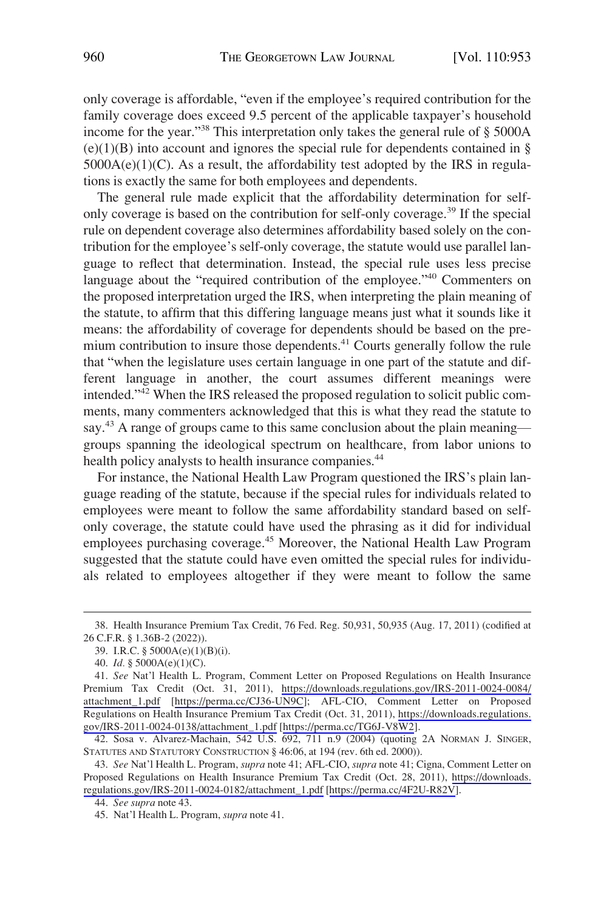only coverage is affordable, "even if the employee's required contribution for the family coverage does exceed 9.5 percent of the applicable taxpayer's household income for the year."[38] This interpretation only takes the general rule of § 5000A (e)(1)(B) into account and ignores the special rule for dependents contained in § 5000A(e)(1)(C). As a result, the affordability test adopted by the IRS in regulations is exactly the same for both employees and dependents.

The general rule made explicit that the affordability determination for self-only coverage is based on the contribution for self-only coverage.[39] If the special rule on dependent coverage also determines affordability based solely on the contribution for the employee's self-only coverage, the statute would use parallel language to reflect that determination. Instead, the special rule uses less precise language about the "required contribution of the employee."[40] Commenters on the proposed interpretation urged the IRS, when interpreting the plain meaning of the statute, to affirm that this differing language means just what it sounds like it means: the affordability of coverage for dependents should be based on the premium contribution to insure those dependents.[41] Courts generally follow the rule that "when the legislature uses certain language in one part of the statute and different language in another, the court assumes different meanings were intended."[42] When the IRS released the proposed regulation to solicit public comments, many commenters acknowledged that this is what they read the statute to say.[43] A range of groups came to this same conclusion about the plain meaning—groups spanning the ideological spectrum on healthcare, from labor unions to health policy analysts to health insurance companies.[44]

For instance, the National Health Law Program questioned the IRS's plain language reading of the statute, because if the special rules for individuals related to employees were meant to follow the same affordability standard based on self-only coverage, the statute could have used the phrasing as it did for individual employees purchasing coverage.[45] Moreover, the National Health Law Program suggested that the statute could have even omitted the special rules for individuals related to employees altogether if they were meant to follow the same

---

38. Health Insurance Premium Tax Credit, 76 Fed. Reg. 50,931, 50,935 (Aug. 17, 2011) (codified at 26 C.F.R. § 1.36B-2 (2022)).

39. I.R.C. § 5000A(e)(1)(B)(i).

40. *Id.* § 5000A(e)(1)(C).

41. *See* Nat'l Health L. Program, Comment Letter on Proposed Regulations on Health Insurance Premium Tax Credit (Oct. 31, 2011), https://downloads.regulations.gov/IRS-2011-0024-0084/attachment_1.pdf [https://perma.cc/CJ36-UN9C]; AFL-CIO, Comment Letter on Proposed Regulations on Health Insurance Premium Tax Credit (Oct. 31, 2011), https://downloads.regulations.gov/IRS-2011-0024-0138/attachment_1.pdf [https://perma.cc/TG6J-V8W2].

42. Sosa v. Alvarez-Machain, 542 U.S. 692, 711 n.9 (2004) (quoting 2A NORMAN J. SINGER, STATUTES AND STATUTORY CONSTRUCTION § 46:06, at 194 (rev. 6th ed. 2000)).

43. *See* Nat'l Health L. Program, *supra* note 41; AFL-CIO, *supra* note 41; Cigna, Comment Letter on Proposed Regulations on Health Insurance Premium Tax Credit (Oct. 28, 2011), https://downloads.regulations.gov/IRS-2011-0024-0182/attachment_1.pdf [https://perma.cc/4F2U-R82V].

44. *See supra* note 43.

45. Nat'l Health L. Program, *supra* note 41.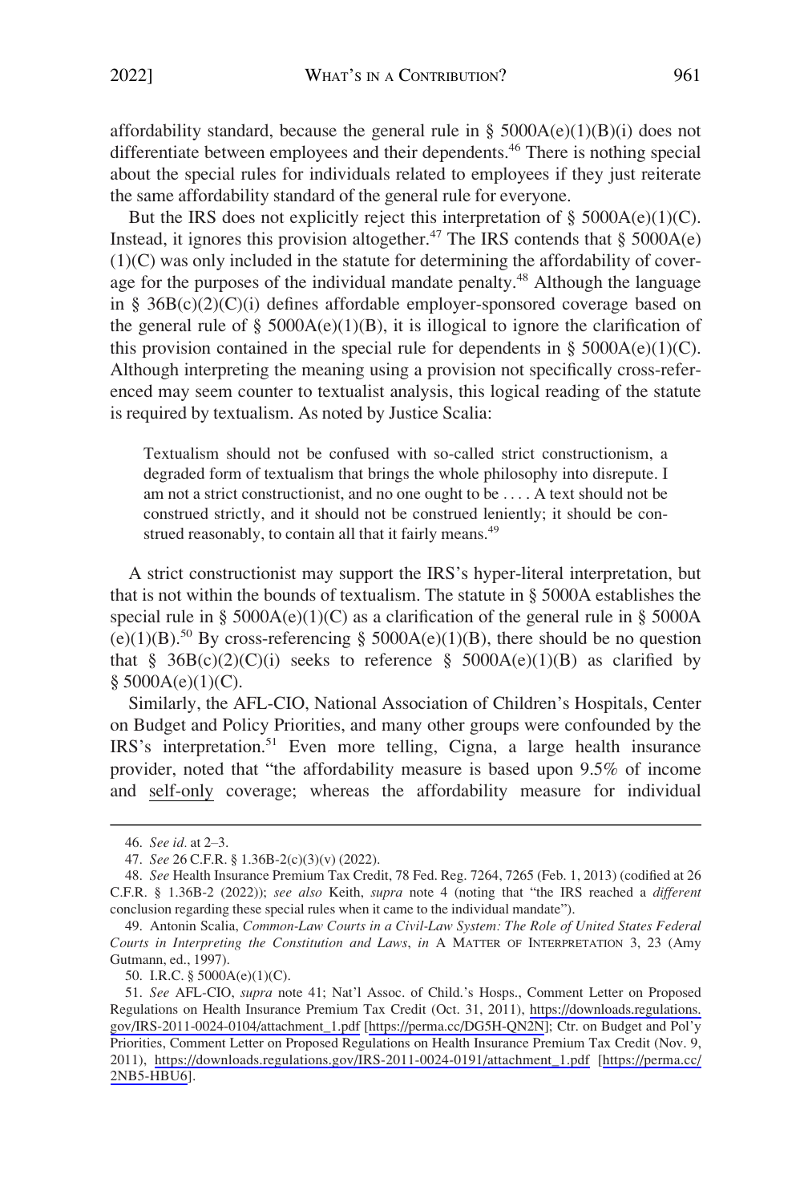affordability standard, because the general rule in § 5000A(e)(1)(B)(i) does not differentiate between employees and their dependents.[46] There is nothing special about the special rules for individuals related to employees if they just reiterate the same affordability standard of the general rule for everyone.

But the IRS does not explicitly reject this interpretation of § 5000A(e)(1)(C). Instead, it ignores this provision altogether.[47] The IRS contends that § 5000A(e)(1)(C) was only included in the statute for determining the affordability of coverage for the purposes of the individual mandate penalty.[48] Although the language in § 36B(c)(2)(C)(i) defines affordable employer-sponsored coverage based on the general rule of § 5000A(e)(1)(B), it is illogical to ignore the clarification of this provision contained in the special rule for dependents in § 5000A(e)(1)(C). Although interpreting the meaning using a provision not specifically cross-referenced may seem counter to textualist analysis, this logical reading of the statute is required by textualism. As noted by Justice Scalia:

> Textualism should not be confused with so-called strict constructionism, a degraded form of textualism that brings the whole philosophy into disrepute. I am not a strict constructionist, and no one ought to be . . . . A text should not be construed strictly, and it should not be construed leniently; it should be construed reasonably, to contain all that it fairly means.[49]

A strict constructionist may support the IRS's hyper-literal interpretation, but that is not within the bounds of textualism. The statute in § 5000A establishes the special rule in § 5000A(e)(1)(C) as a clarification of the general rule in § 5000A(e)(1)(B).[50] By cross-referencing § 5000A(e)(1)(B), there should be no question that § 36B(c)(2)(C)(i) seeks to reference § 5000A(e)(1)(B) as clarified by § 5000A(e)(1)(C).

Similarly, the AFL-CIO, National Association of Children's Hospitals, Center on Budget and Policy Priorities, and many other groups were confounded by the IRS's interpretation.[51] Even more telling, Cigna, a large health insurance provider, noted that "the affordability measure is based upon 9.5% of income and self-only coverage; whereas the affordability measure for individual

---

46. *See id.* at 2–3.

47. *See* 26 C.F.R. § 1.36B-2(c)(3)(v) (2022).

48. *See* Health Insurance Premium Tax Credit, 78 Fed. Reg. 7264, 7265 (Feb. 1, 2013) (codified at 26 C.F.R. § 1.36B-2 (2022)); *see also* Keith, *supra* note 4 (noting that "the IRS reached a *different* conclusion regarding these special rules when it came to the individual mandate").

49. Antonin Scalia, *Common-Law Courts in a Civil-Law System: The Role of United States Federal Courts in Interpreting the Constitution and Laws*, *in* A MATTER OF INTERPRETATION 3, 23 (Amy Gutmann, ed., 1997).

50. I.R.C. § 5000A(e)(1)(C).

51. *See* AFL-CIO, *supra* note 41; Nat'l Assoc. of Child.'s Hosps., Comment Letter on Proposed Regulations on Health Insurance Premium Tax Credit (Oct. 31, 2011), https://downloads.regulations.gov/IRS-2011-0024-0104/attachment_1.pdf [https://perma.cc/DG5H-QN2N]; Ctr. on Budget and Pol'y Priorities, Comment Letter on Proposed Regulations on Health Insurance Premium Tax Credit (Nov. 9, 2011), https://downloads.regulations.gov/IRS-2011-0024-0191/attachment_1.pdf [https://perma.cc/2NB5-HBU6].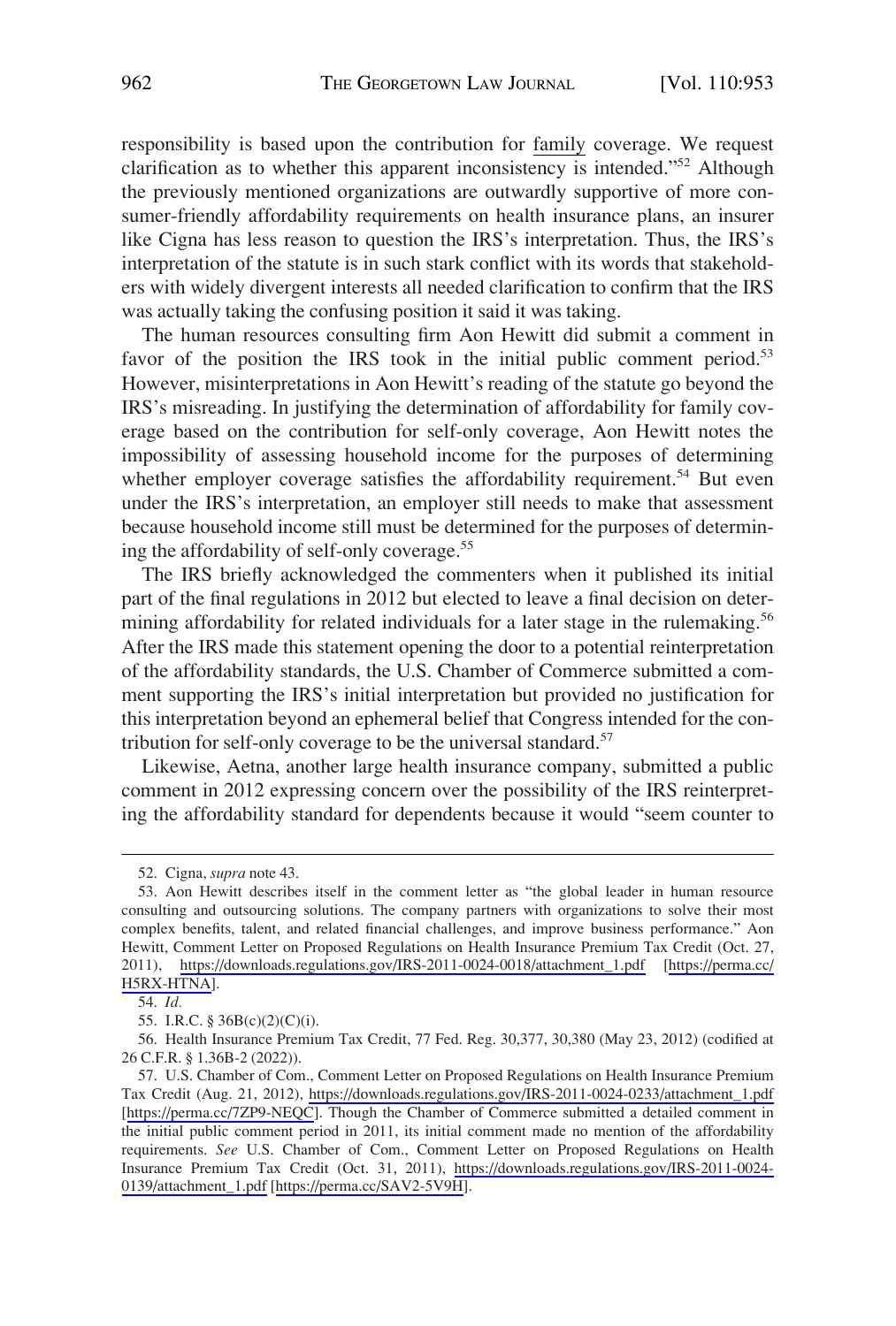responsibility is based upon the contribution for family coverage. We request clarification as to whether this apparent inconsistency is intended."[52] Although the previously mentioned organizations are outwardly supportive of more consumer-friendly affordability requirements on health insurance plans, an insurer like Cigna has less reason to question the IRS's interpretation. Thus, the IRS's interpretation of the statute is in such stark conflict with its words that stakeholders with widely divergent interests all needed clarification to confirm that the IRS was actually taking the confusing position it said it was taking.

The human resources consulting firm Aon Hewitt did submit a comment in favor of the position the IRS took in the initial public comment period.[53] However, misinterpretations in Aon Hewitt's reading of the statute go beyond the IRS's misreading. In justifying the determination of affordability for family coverage based on the contribution for self-only coverage, Aon Hewitt notes the impossibility of assessing household income for the purposes of determining whether employer coverage satisfies the affordability requirement.[54] But even under the IRS's interpretation, an employer still needs to make that assessment because household income still must be determined for the purposes of determining the affordability of self-only coverage.[55]

The IRS briefly acknowledged the commenters when it published its initial part of the final regulations in 2012 but elected to leave a final decision on determining affordability for related individuals for a later stage in the rulemaking.[56] After the IRS made this statement opening the door to a potential reinterpretation of the affordability standards, the U.S. Chamber of Commerce submitted a comment supporting the IRS's initial interpretation but provided no justification for this interpretation beyond an ephemeral belief that Congress intended for the contribution for self-only coverage to be the universal standard.[57]

Likewise, Aetna, another large health insurance company, submitted a public comment in 2012 expressing concern over the possibility of the IRS reinterpreting the affordability standard for dependents because it would "seem counter to

---

52. Cigna, *supra* note 43.

53. Aon Hewitt describes itself in the comment letter as "the global leader in human resource consulting and outsourcing solutions. The company partners with organizations to solve their most complex benefits, talent, and related financial challenges, and improve business performance." Aon Hewitt, Comment Letter on Proposed Regulations on Health Insurance Premium Tax Credit (Oct. 27, 2011), https://downloads.regulations.gov/IRS-2011-0024-0018/attachment_1.pdf [https://perma.cc/H5RX-HTNA].

54. *Id.*

55. I.R.C. § 36B(c)(2)(C)(i).

56. Health Insurance Premium Tax Credit, 77 Fed. Reg. 30,377, 30,380 (May 23, 2012) (codified at 26 C.F.R. § 1.36B-2 (2022)).

57. U.S. Chamber of Com., Comment Letter on Proposed Regulations on Health Insurance Premium Tax Credit (Aug. 21, 2012), https://downloads.regulations.gov/IRS-2011-0024-0233/attachment_1.pdf [https://perma.cc/7ZP9-NEQC]. Though the Chamber of Commerce submitted a detailed comment in the initial public comment period in 2011, its initial comment made no mention of the affordability requirements. *See* U.S. Chamber of Com., Comment Letter on Proposed Regulations on Health Insurance Premium Tax Credit (Oct. 31, 2011), https://downloads.regulations.gov/IRS-2011-0024-0139/attachment_1.pdf [https://perma.cc/SAV2-5V9H].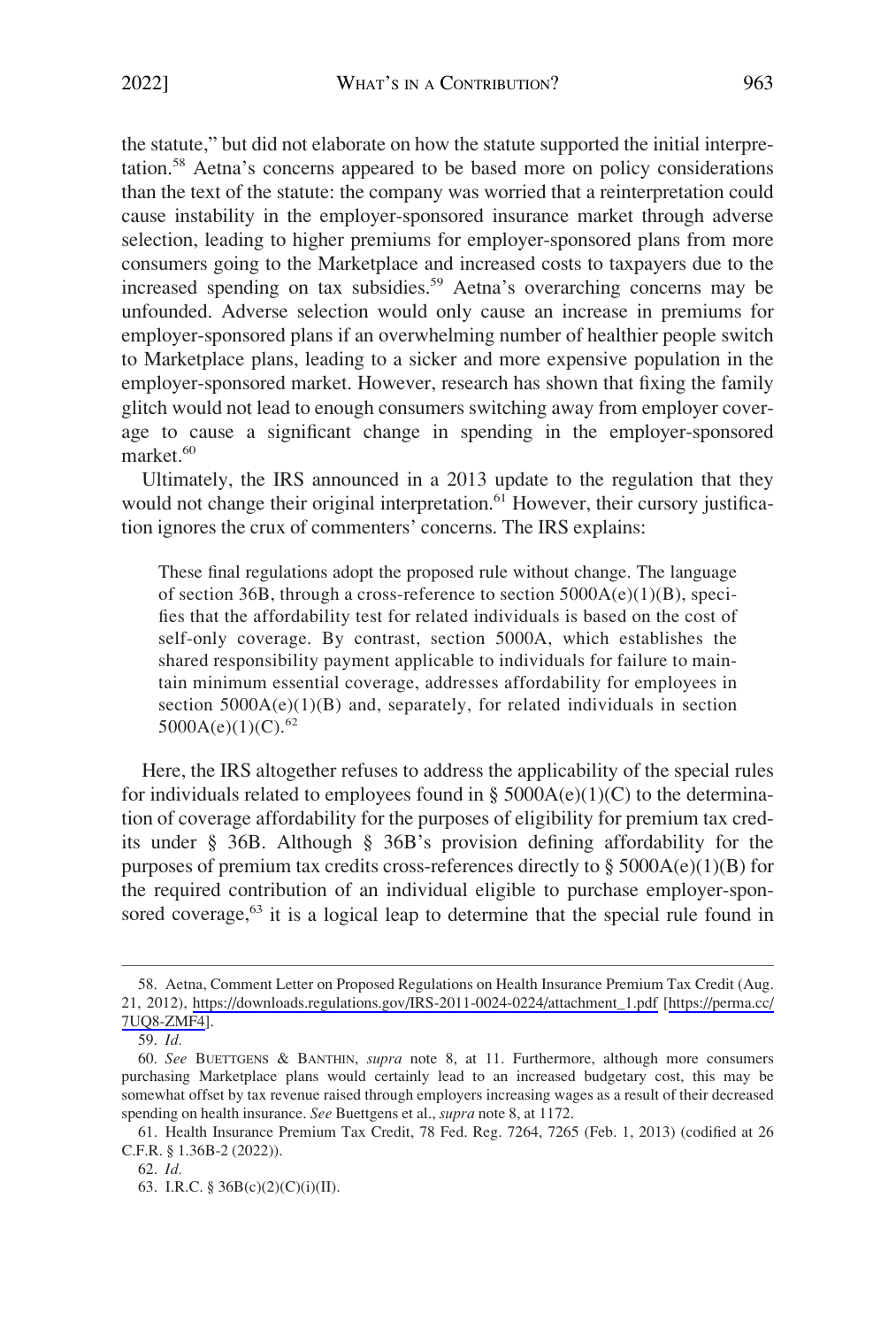the statute," but did not elaborate on how the statute supported the initial interpretation.[58] Aetna's concerns appeared to be based more on policy considerations than the text of the statute: the company was worried that a reinterpretation could cause instability in the employer-sponsored insurance market through adverse selection, leading to higher premiums for employer-sponsored plans from more consumers going to the Marketplace and increased costs to taxpayers due to the increased spending on tax subsidies.[59] Aetna's overarching concerns may be unfounded. Adverse selection would only cause an increase in premiums for employer-sponsored plans if an overwhelming number of healthier people switch to Marketplace plans, leading to a sicker and more expensive population in the employer-sponsored market. However, research has shown that fixing the family glitch would not lead to enough consumers switching away from employer coverage to cause a significant change in spending in the employer-sponsored market.[60]

Ultimately, the IRS announced in a 2013 update to the regulation that they would not change their original interpretation.[61] However, their cursory justification ignores the crux of commenters' concerns. The IRS explains:

> These final regulations adopt the proposed rule without change. The language of section 36B, through a cross-reference to section 5000A(e)(1)(B), specifies that the affordability test for related individuals is based on the cost of self-only coverage. By contrast, section 5000A, which establishes the shared responsibility payment applicable to individuals for failure to maintain minimum essential coverage, addresses affordability for employees in section 5000A(e)(1)(B) and, separately, for related individuals in section 5000A(e)(1)(C).[62]

Here, the IRS altogether refuses to address the applicability of the special rules for individuals related to employees found in § 5000A(e)(1)(C) to the determination of coverage affordability for the purposes of eligibility for premium tax credits under § 36B. Although § 36B's provision defining affordability for the purposes of premium tax credits cross-references directly to § 5000A(e)(1)(B) for the required contribution of an individual eligible to purchase employer-sponsored coverage,[63] it is a logical leap to determine that the special rule found in

---

58. Aetna, Comment Letter on Proposed Regulations on Health Insurance Premium Tax Credit (Aug. 21, 2012), https://downloads.regulations.gov/IRS-2011-0024-0224/attachment_1.pdf [https://perma.cc/7UQ8-ZMF4].

59. *Id.*

60. *See* BUETTGENS & BANTHIN, *supra* note 8, at 11. Furthermore, although more consumers purchasing Marketplace plans would certainly lead to an increased budgetary cost, this may be somewhat offset by tax revenue raised through employers increasing wages as a result of their decreased spending on health insurance. *See* Buettgens et al., *supra* note 8, at 1172.

61. Health Insurance Premium Tax Credit, 78 Fed. Reg. 7264, 7265 (Feb. 1, 2013) (codified at 26 C.F.R. § 1.36B-2 (2022)).

62. *Id.*

63. I.R.C. § 36B(c)(2)(C)(i)(II).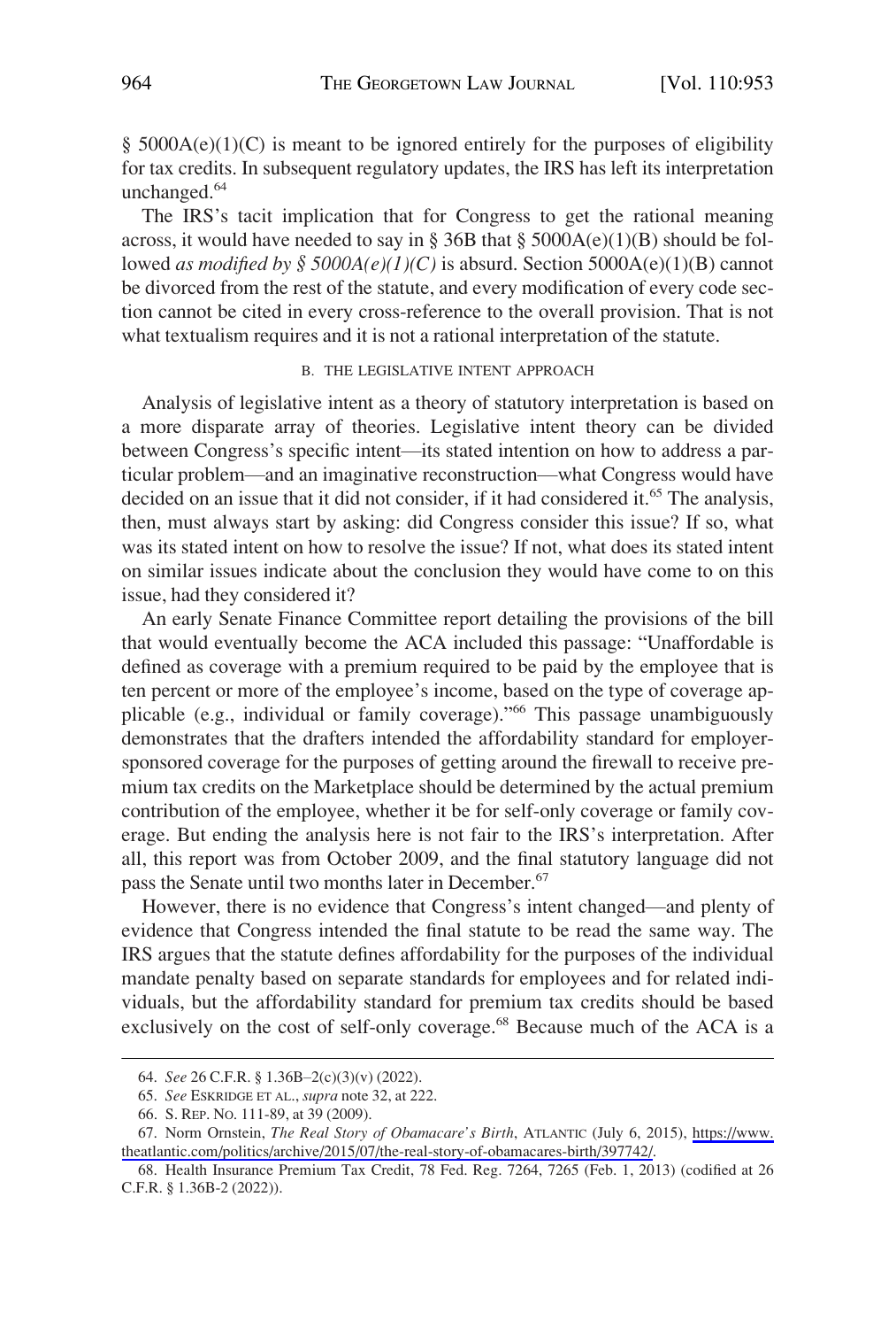§ 5000A(e)(1)(C) is meant to be ignored entirely for the purposes of eligibility for tax credits. In subsequent regulatory updates, the IRS has left its interpretation unchanged.[64]

The IRS's tacit implication that for Congress to get the rational meaning across, it would have needed to say in § 36B that § 5000A(e)(1)(B) should be followed *as modified by § 5000A(e)(1)(C)* is absurd. Section 5000A(e)(1)(B) cannot be divorced from the rest of the statute, and every modification of every code section cannot be cited in every cross-reference to the overall provision. That is not what textualism requires and it is not a rational interpretation of the statute.

### B. THE LEGISLATIVE INTENT APPROACH

Analysis of legislative intent as a theory of statutory interpretation is based on a more disparate array of theories. Legislative intent theory can be divided between Congress's specific intent—its stated intention on how to address a particular problem—and an imaginative reconstruction—what Congress would have decided on an issue that it did not consider, if it had considered it.[65] The analysis, then, must always start by asking: did Congress consider this issue? If so, what was its stated intent on how to resolve the issue? If not, what does its stated intent on similar issues indicate about the conclusion they would have come to on this issue, had they considered it?

An early Senate Finance Committee report detailing the provisions of the bill that would eventually become the ACA included this passage: "Unaffordable is defined as coverage with a premium required to be paid by the employee that is ten percent or more of the employee's income, based on the type of coverage applicable (e.g., individual or family coverage)."[66] This passage unambiguously demonstrates that the drafters intended the affordability standard for employer-sponsored coverage for the purposes of getting around the firewall to receive premium tax credits on the Marketplace should be determined by the actual premium contribution of the employee, whether it be for self-only coverage or family coverage. But ending the analysis here is not fair to the IRS's interpretation. After all, this report was from October 2009, and the final statutory language did not pass the Senate until two months later in December.[67]

However, there is no evidence that Congress's intent changed—and plenty of evidence that Congress intended the final statute to be read the same way. The IRS argues that the statute defines affordability for the purposes of the individual mandate penalty based on separate standards for employees and for related individuals, but the affordability standard for premium tax credits should be based exclusively on the cost of self-only coverage.[68] Because much of the ACA is a

---

64. *See* 26 C.F.R. § 1.36B–2(c)(3)(v) (2022).

65. *See* ESKRIDGE ET AL., *supra* note 32, at 222.

66. S. REP. NO. 111-89, at 39 (2009).

67. Norm Ornstein, *The Real Story of Obamacare's Birth*, ATLANTIC (July 6, 2015), https://www.theatlantic.com/politics/archive/2015/07/the-real-story-of-obamacares-birth/397742/.

68. Health Insurance Premium Tax Credit, 78 Fed. Reg. 7264, 7265 (Feb. 1, 2013) (codified at 26 C.F.R. § 1.36B-2 (2022)).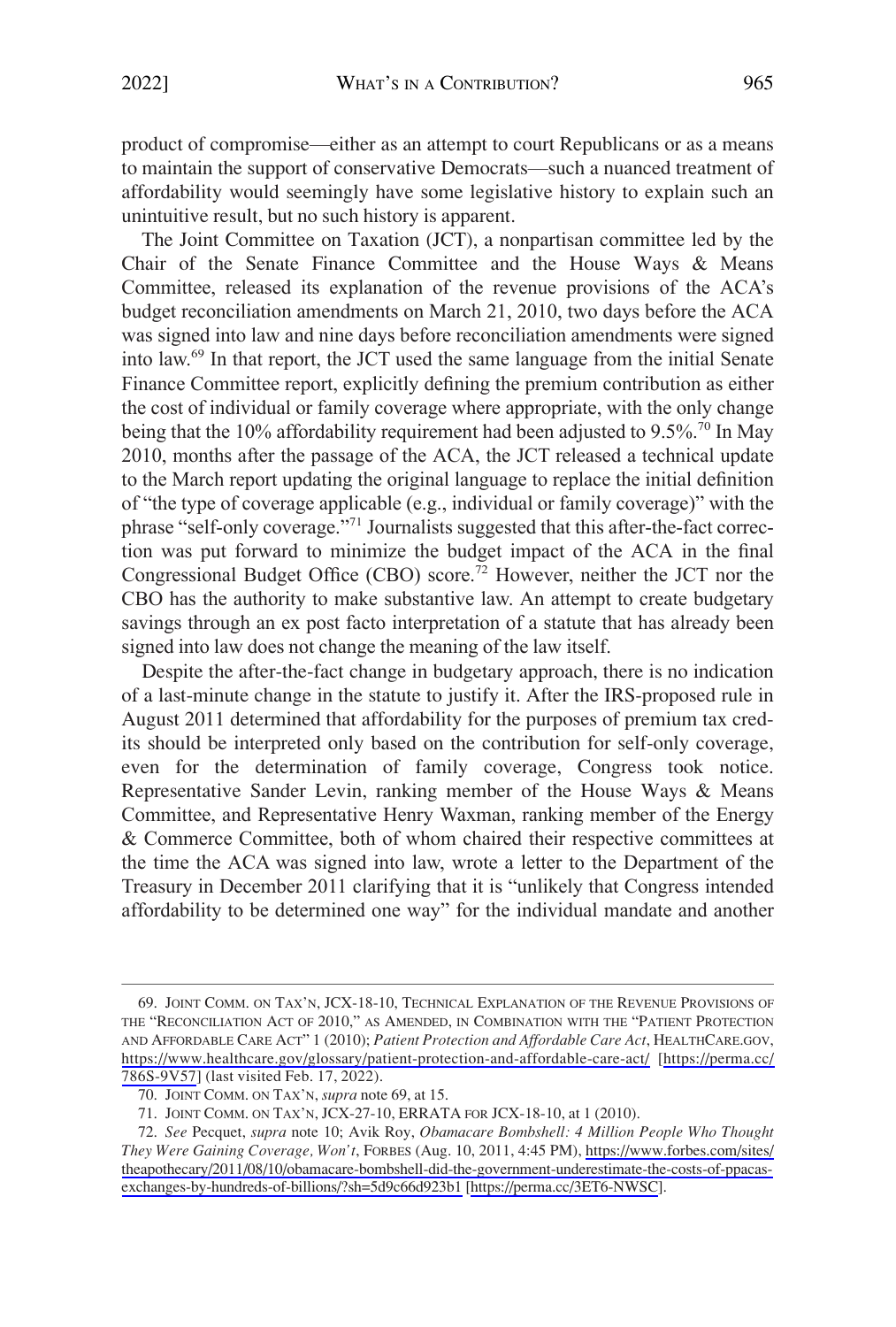product of compromise—either as an attempt to court Republicans or as a means to maintain the support of conservative Democrats—such a nuanced treatment of affordability would seemingly have some legislative history to explain such an unintuitive result, but no such history is apparent.

The Joint Committee on Taxation (JCT), a nonpartisan committee led by the Chair of the Senate Finance Committee and the House Ways & Means Committee, released its explanation of the revenue provisions of the ACA's budget reconciliation amendments on March 21, 2010, two days before the ACA was signed into law and nine days before reconciliation amendments were signed into law.[69] In that report, the JCT used the same language from the initial Senate Finance Committee report, explicitly defining the premium contribution as either the cost of individual or family coverage where appropriate, with the only change being that the 10% affordability requirement had been adjusted to 9.5%.[70] In May 2010, months after the passage of the ACA, the JCT released a technical update to the March report updating the original language to replace the initial definition of "the type of coverage applicable (e.g., individual or family coverage)" with the phrase "self-only coverage."[71] Journalists suggested that this after-the-fact correction was put forward to minimize the budget impact of the ACA in the final Congressional Budget Office (CBO) score.[72] However, neither the JCT nor the CBO has the authority to make substantive law. An attempt to create budgetary savings through an ex post facto interpretation of a statute that has already been signed into law does not change the meaning of the law itself.

Despite the after-the-fact change in budgetary approach, there is no indication of a last-minute change in the statute to justify it. After the IRS-proposed rule in August 2011 determined that affordability for the purposes of premium tax credits should be interpreted only based on the contribution for self-only coverage, even for the determination of family coverage, Congress took notice. Representative Sander Levin, ranking member of the House Ways & Means Committee, and Representative Henry Waxman, ranking member of the Energy & Commerce Committee, both of whom chaired their respective committees at the time the ACA was signed into law, wrote a letter to the Department of the Treasury in December 2011 clarifying that it is "unlikely that Congress intended affordability to be determined one way" for the individual mandate and another

---

69. JOINT COMM. ON TAX'N, JCX-18-10, TECHNICAL EXPLANATION OF THE REVENUE PROVISIONS OF THE "RECONCILIATION ACT OF 2010," AS AMENDED, IN COMBINATION WITH THE "PATIENT PROTECTION AND AFFORDABLE CARE ACT" 1 (2010); *Patient Protection and Affordable Care Act*, HEALTHCARE.GOV, https://www.healthcare.gov/glossary/patient-protection-and-affordable-care-act/ [https://perma.cc/786S-9V57] (last visited Feb. 17, 2022).

70. JOINT COMM. ON TAX'N, *supra* note 69, at 15.

71. JOINT COMM. ON TAX'N, JCX-27-10, ERRATA FOR JCX-18-10, at 1 (2010).

72. *See* Pecquet, *supra* note 10; Avik Roy, *Obamacare Bombshell: 4 Million People Who Thought They Were Gaining Coverage, Won't*, FORBES (Aug. 10, 2011, 4:45 PM), https://www.forbes.com/sites/theapothecary/2011/08/10/obamacare-bombshell-did-the-government-underestimate-the-costs-of-ppacas-exchanges-by-hundreds-of-billions/?sh=5d9c66d923b1 [https://perma.cc/3ET6-NWSC].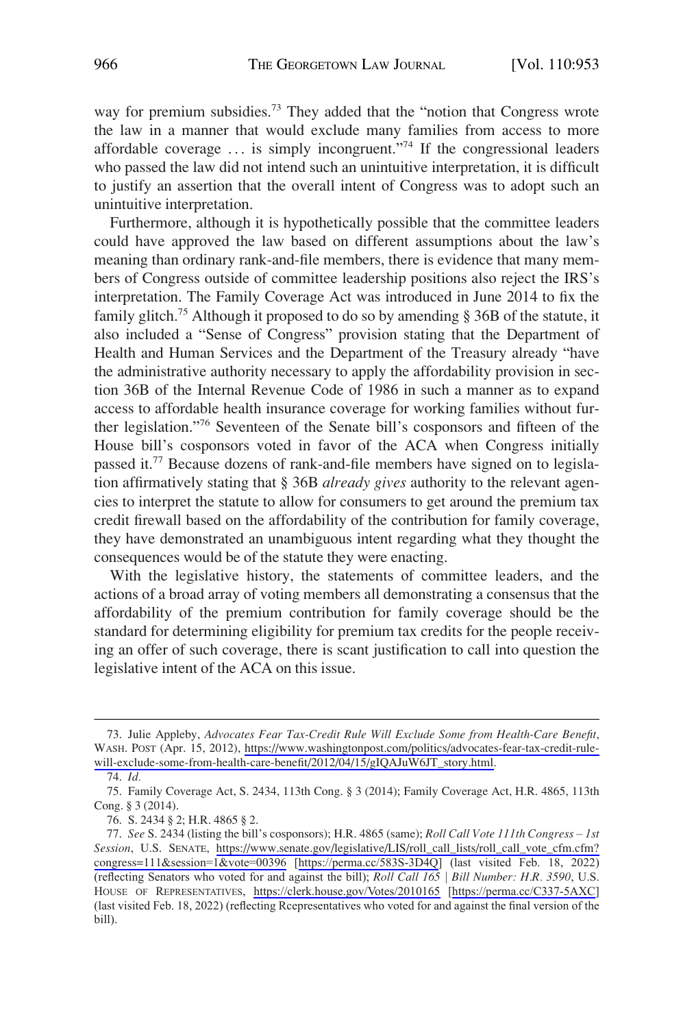way for premium subsidies.[73] They added that the "notion that Congress wrote the law in a manner that would exclude many families from access to more affordable coverage . . . is simply incongruent."[74] If the congressional leaders who passed the law did not intend such an unintuitive interpretation, it is difficult to justify an assertion that the overall intent of Congress was to adopt such an unintuitive interpretation.

Furthermore, although it is hypothetically possible that the committee leaders could have approved the law based on different assumptions about the law's meaning than ordinary rank-and-file members, there is evidence that many members of Congress outside of committee leadership positions also reject the IRS's interpretation. The Family Coverage Act was introduced in June 2014 to fix the family glitch.[75] Although it proposed to do so by amending § 36B of the statute, it also included a "Sense of Congress" provision stating that the Department of Health and Human Services and the Department of the Treasury already "have the administrative authority necessary to apply the affordability provision in section 36B of the Internal Revenue Code of 1986 in such a manner as to expand access to affordable health insurance coverage for working families without further legislation."[76] Seventeen of the Senate bill's cosponsors and fifteen of the House bill's cosponsors voted in favor of the ACA when Congress initially passed it.[77] Because dozens of rank-and-file members have signed on to legislation affirmatively stating that § 36B *already gives* authority to the relevant agencies to interpret the statute to allow for consumers to get around the premium tax credit firewall based on the affordability of the contribution for family coverage, they have demonstrated an unambiguous intent regarding what they thought the consequences would be of the statute they were enacting.

With the legislative history, the statements of committee leaders, and the actions of a broad array of voting members all demonstrating a consensus that the affordability of the premium contribution for family coverage should be the standard for determining eligibility for premium tax credits for the people receiving an offer of such coverage, there is scant justification to call into question the legislative intent of the ACA on this issue.

---

73. Julie Appleby, *Advocates Fear Tax-Credit Rule Will Exclude Some from Health-Care Benefit*, WASH. POST (Apr. 15, 2012), https://www.washingtonpost.com/politics/advocates-fear-tax-credit-rule-will-exclude-some-from-health-care-benefit/2012/04/15/gIQAJuW6JT_story.html.

74. *Id.*

75. Family Coverage Act, S. 2434, 113th Cong. § 3 (2014); Family Coverage Act, H.R. 4865, 113th Cong. § 3 (2014).

76. S. 2434 § 2; H.R. 4865 § 2.

77. *See* S. 2434 (listing the bill's cosponsors); H.R. 4865 (same); *Roll Call Vote 111th Congress – 1st Session*, U.S. SENATE, https://www.senate.gov/legislative/LIS/roll_call_lists/roll_call_vote_cfm.cfm?congress=111&session=1&vote=00396 [https://perma.cc/583S-3D4Q] (last visited Feb. 18, 2022) (reflecting Senators who voted for and against the bill); *Roll Call 165 | Bill Number: H.R. 3590*, U.S. HOUSE OF REPRESENTATIVES, https://clerk.house.gov/Votes/2010165 [https://perma.cc/C337-5AXC] (last visited Feb. 18, 2022) (reflecting Rcepresentatives who voted for and against the final version of the bill).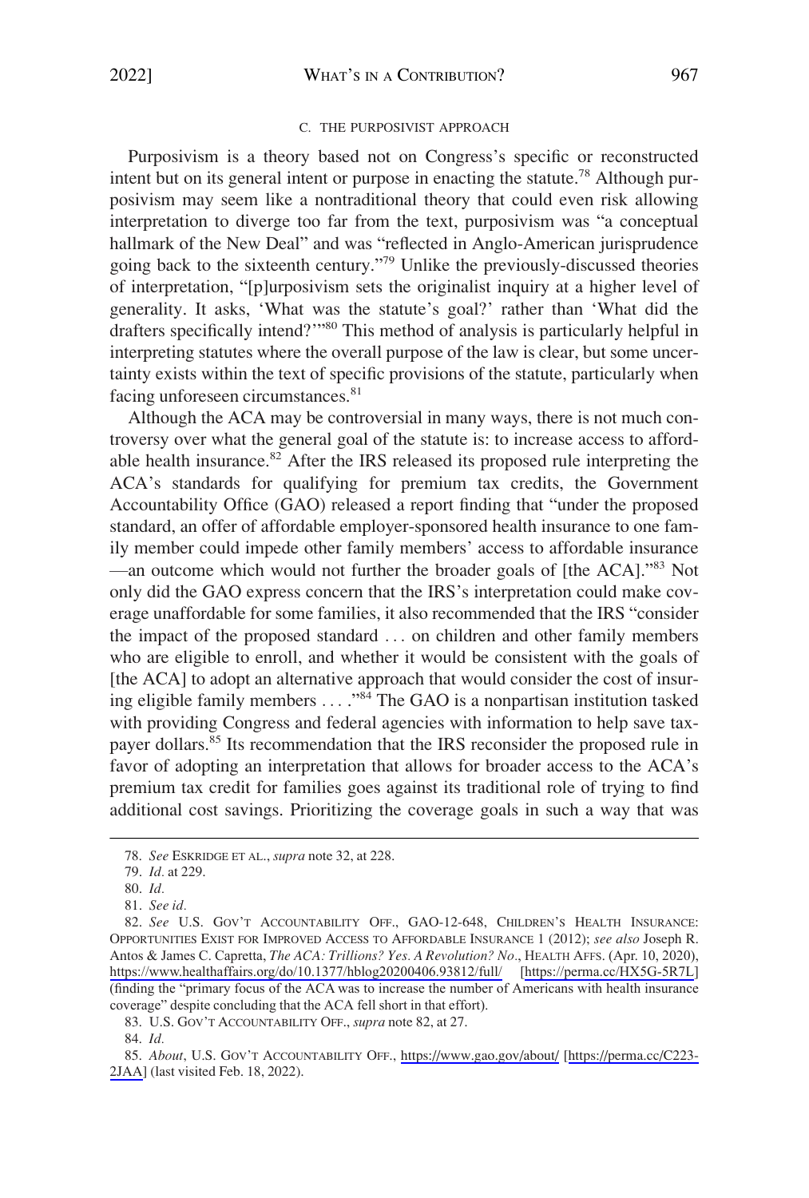### C. THE PURPOSIVIST APPROACH

Purposivism is a theory based not on Congress's specific or reconstructed intent but on its general intent or purpose in enacting the statute.[78] Although purposivism may seem like a nontraditional theory that could even risk allowing interpretation to diverge too far from the text, purposivism was "a conceptual hallmark of the New Deal" and was "reflected in Anglo-American jurisprudence going back to the sixteenth century."[79] Unlike the previously-discussed theories of interpretation, "[p]urposivism sets the originalist inquiry at a higher level of generality. It asks, 'What was the statute's goal?' rather than 'What did the drafters specifically intend?'"[80] This method of analysis is particularly helpful in interpreting statutes where the overall purpose of the law is clear, but some uncertainty exists within the text of specific provisions of the statute, particularly when facing unforeseen circumstances.[81]

Although the ACA may be controversial in many ways, there is not much controversy over what the general goal of the statute is: to increase access to affordable health insurance.[82] After the IRS released its proposed rule interpreting the ACA's standards for qualifying for premium tax credits, the Government Accountability Office (GAO) released a report finding that "under the proposed standard, an offer of affordable employer-sponsored health insurance to one family member could impede other family members' access to affordable insurance—an outcome which would not further the broader goals of [the ACA]."[83] Not only did the GAO express concern that the IRS's interpretation could make coverage unaffordable for some families, it also recommended that the IRS "consider the impact of the proposed standard . . . on children and other family members who are eligible to enroll, and whether it would be consistent with the goals of [the ACA] to adopt an alternative approach that would consider the cost of insuring eligible family members . . . ."[84] The GAO is a nonpartisan institution tasked with providing Congress and federal agencies with information to help save taxpayer dollars.[85] Its recommendation that the IRS reconsider the proposed rule in favor of adopting an interpretation that allows for broader access to the ACA's premium tax credit for families goes against its traditional role of trying to find additional cost savings. Prioritizing the coverage goals in such a way that was

---

78. *See* ESKRIDGE ET AL., *supra* note 32, at 228.

79. *Id.* at 229.

80. *Id.*

81. *See id.*

82. *See* U.S. GOV'T ACCOUNTABILITY OFF., GAO-12-648, CHILDREN'S HEALTH INSURANCE: OPPORTUNITIES EXIST FOR IMPROVED ACCESS TO AFFORDABLE INSURANCE 1 (2012); *see also* Joseph R. Antos & James C. Capretta, *The ACA: Trillions? Yes. A Revolution? No*., HEALTH AFFS. (Apr. 10, 2020), https://www.healthaffairs.org/do/10.1377/hblog20200406.93812/full/ [https://perma.cc/HX5G-5R7L] (finding the "primary focus of the ACA was to increase the number of Americans with health insurance coverage" despite concluding that the ACA fell short in that effort).

83. U.S. GOV'T ACCOUNTABILITY OFF., *supra* note 82, at 27.

84. *Id.*

85. *About*, U.S. GOV'T ACCOUNTABILITY OFF., https://www.gao.gov/about/ [https://perma.cc/C223-2JAA] (last visited Feb. 18, 2022).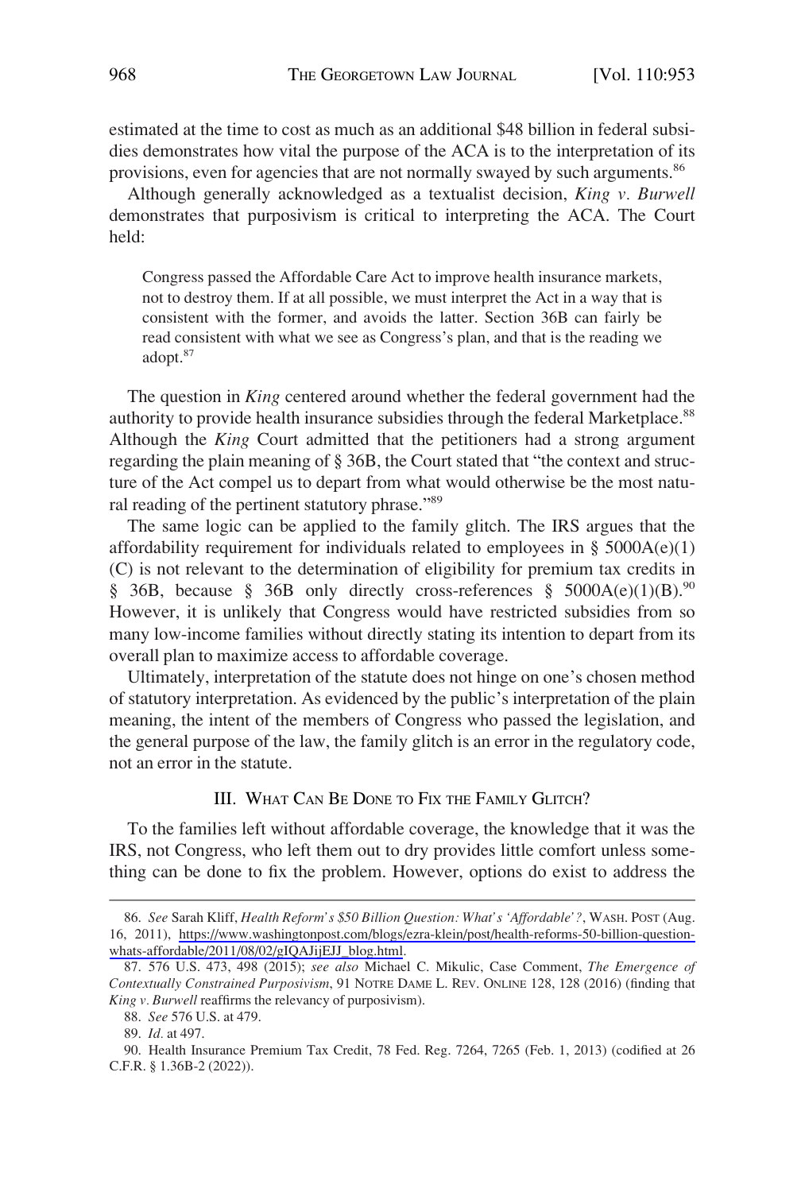estimated at the time to cost as much as an additional $48 billion in federal subsidies demonstrates how vital the purpose of the ACA is to the interpretation of its provisions, even for agencies that are not normally swayed by such arguments.[86]

Although generally acknowledged as a textualist decision, *King v. Burwell* demonstrates that purposivism is critical to interpreting the ACA. The Court held:

> Congress passed the Affordable Care Act to improve health insurance markets, not to destroy them. If at all possible, we must interpret the Act in a way that is consistent with the former, and avoids the latter. Section 36B can fairly be read consistent with what we see as Congress's plan, and that is the reading we adopt.[87]

The question in *King* centered around whether the federal government had the authority to provide health insurance subsidies through the federal Marketplace.[88] Although the *King* Court admitted that the petitioners had a strong argument regarding the plain meaning of § 36B, the Court stated that "the context and structure of the Act compel us to depart from what would otherwise be the most natural reading of the pertinent statutory phrase."[89]

The same logic can be applied to the family glitch. The IRS argues that the affordability requirement for individuals related to employees in § 5000A(e)(1)(C) is not relevant to the determination of eligibility for premium tax credits in § 36B, because § 36B only directly cross-references § 5000A(e)(1)(B).[90] However, it is unlikely that Congress would have restricted subsidies from so many low-income families without directly stating its intention to depart from its overall plan to maximize access to affordable coverage.

Ultimately, interpretation of the statute does not hinge on one's chosen method of statutory interpretation. As evidenced by the public's interpretation of the plain meaning, the intent of the members of Congress who passed the legislation, and the general purpose of the law, the family glitch is an error in the regulatory code, not an error in the statute.

## III. What Can Be Done to Fix the Family Glitch?

To the families left without affordable coverage, the knowledge that it was the IRS, not Congress, who left them out to dry provides little comfort unless something can be done to fix the problem. However, options do exist to address the

---

86. *See* Sarah Kliff, *Health Reform's $50 Billion Question: What's 'Affordable'?*, Wash. Post (Aug. 16, 2011), https://www.washingtonpost.com/blogs/ezra-klein/post/health-reforms-50-billion-question-whats-affordable/2011/08/02/gIQAJijEJJ_blog.html.

87. 576 U.S. 473, 498 (2015); *see also* Michael C. Mikulic, Case Comment, *The Emergence of Contextually Constrained Purposivism*, 91 Notre Dame L. Rev. Online 128, 128 (2016) (finding that *King v. Burwell* reaffirms the relevancy of purposivism).

88. *See* 576 U.S. at 479.

89. *Id.* at 497.

90. Health Insurance Premium Tax Credit, 78 Fed. Reg. 7264, 7265 (Feb. 1, 2013) (codified at 26 C.F.R. § 1.36B-2 (2022)).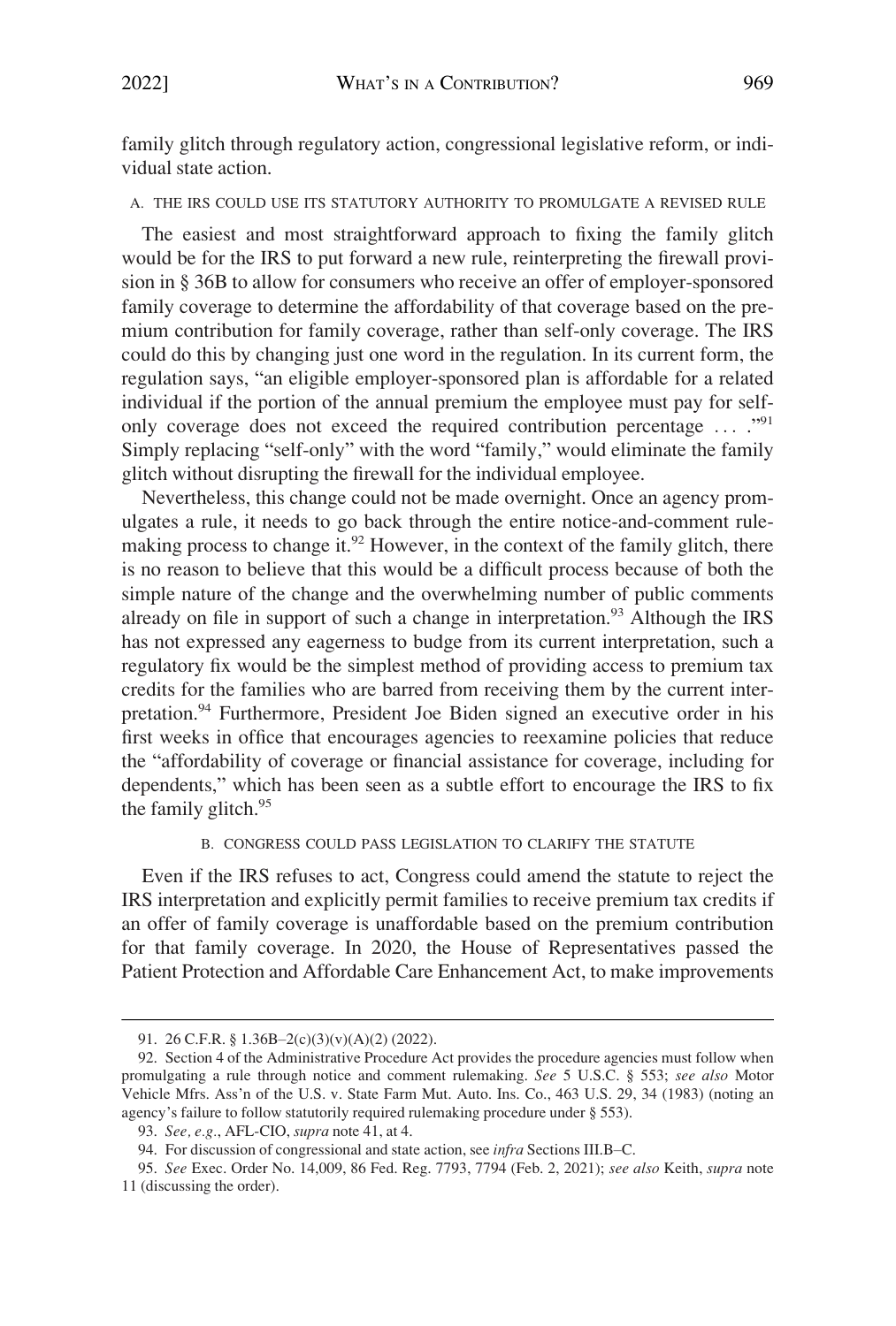family glitch through regulatory action, congressional legislative reform, or individual state action.

### A. THE IRS COULD USE ITS STATUTORY AUTHORITY TO PROMULGATE A REVISED RULE

The easiest and most straightforward approach to fixing the family glitch would be for the IRS to put forward a new rule, reinterpreting the firewall provision in § 36B to allow for consumers who receive an offer of employer-sponsored family coverage to determine the affordability of that coverage based on the premium contribution for family coverage, rather than self-only coverage. The IRS could do this by changing just one word in the regulation. In its current form, the regulation says, "an eligible employer-sponsored plan is affordable for a related individual if the portion of the annual premium the employee must pay for self-only coverage does not exceed the required contribution percentage . . . ."[91] Simply replacing "self-only" with the word "family," would eliminate the family glitch without disrupting the firewall for the individual employee.

Nevertheless, this change could not be made overnight. Once an agency promulgates a rule, it needs to go back through the entire notice-and-comment rulemaking process to change it.[92] However, in the context of the family glitch, there is no reason to believe that this would be a difficult process because of both the simple nature of the change and the overwhelming number of public comments already on file in support of such a change in interpretation.[93] Although the IRS has not expressed any eagerness to budge from its current interpretation, such a regulatory fix would be the simplest method of providing access to premium tax credits for the families who are barred from receiving them by the current interpretation.[94] Furthermore, President Joe Biden signed an executive order in his first weeks in office that encourages agencies to reexamine policies that reduce the "affordability of coverage or financial assistance for coverage, including for dependents," which has been seen as a subtle effort to encourage the IRS to fix the family glitch.[95]

### B. CONGRESS COULD PASS LEGISLATION TO CLARIFY THE STATUTE

Even if the IRS refuses to act, Congress could amend the statute to reject the IRS interpretation and explicitly permit families to receive premium tax credits if an offer of family coverage is unaffordable based on the premium contribution for that family coverage. In 2020, the House of Representatives passed the Patient Protection and Affordable Care Enhancement Act, to make improvements

---

91. 26 C.F.R. § 1.36B–2(c)(3)(v)(A)(2) (2022).

92. Section 4 of the Administrative Procedure Act provides the procedure agencies must follow when promulgating a rule through notice and comment rulemaking. *See* 5 U.S.C. § 553; *see also* Motor Vehicle Mfrs. Ass'n of the U.S. v. State Farm Mut. Auto. Ins. Co., 463 U.S. 29, 34 (1983) (noting an agency's failure to follow statutorily required rulemaking procedure under § 553).

93. *See, e.g.*, AFL-CIO, *supra* note 41, at 4.

94. For discussion of congressional and state action, see *infra* Sections III.B–C.

95. *See* Exec. Order No. 14,009, 86 Fed. Reg. 7793, 7794 (Feb. 2, 2021); *see also* Keith, *supra* note 11 (discussing the order).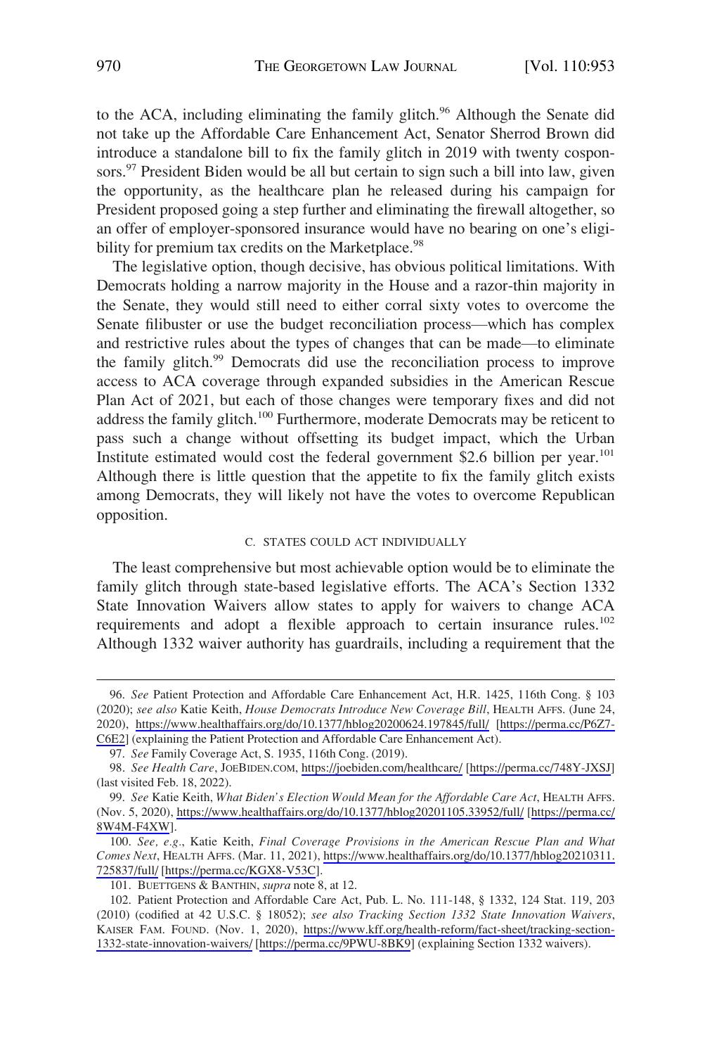to the ACA, including eliminating the family glitch.[96] Although the Senate did not take up the Affordable Care Enhancement Act, Senator Sherrod Brown did introduce a standalone bill to fix the family glitch in 2019 with twenty cosponsors.[97] President Biden would be all but certain to sign such a bill into law, given the opportunity, as the healthcare plan he released during his campaign for President proposed going a step further and eliminating the firewall altogether, so an offer of employer-sponsored insurance would have no bearing on one's eligibility for premium tax credits on the Marketplace.[98]

The legislative option, though decisive, has obvious political limitations. With Democrats holding a narrow majority in the House and a razor-thin majority in the Senate, they would still need to either corral sixty votes to overcome the Senate filibuster or use the budget reconciliation process—which has complex and restrictive rules about the types of changes that can be made—to eliminate the family glitch.[99] Democrats did use the reconciliation process to improve access to ACA coverage through expanded subsidies in the American Rescue Plan Act of 2021, but each of those changes were temporary fixes and did not address the family glitch.[100] Furthermore, moderate Democrats may be reticent to pass such a change without offsetting its budget impact, which the Urban Institute estimated would cost the federal government $2.6 billion per year.[101] Although there is little question that the appetite to fix the family glitch exists among Democrats, they will likely not have the votes to overcome Republican opposition.

### C. STATES COULD ACT INDIVIDUALLY

The least comprehensive but most achievable option would be to eliminate the family glitch through state-based legislative efforts. The ACA's Section 1332 State Innovation Waivers allow states to apply for waivers to change ACA requirements and adopt a flexible approach to certain insurance rules.[102] Although 1332 waiver authority has guardrails, including a requirement that the

---

96. *See* Patient Protection and Affordable Care Enhancement Act, H.R. 1425, 116th Cong. § 103 (2020); *see also* Katie Keith, *House Democrats Introduce New Coverage Bill*, HEALTH AFFS. (June 24, 2020), https://www.healthaffairs.org/do/10.1377/hblog20200624.197845/full/ [https://perma.cc/P6Z7-C6E2] (explaining the Patient Protection and Affordable Care Enhancement Act).

97. *See* Family Coverage Act, S. 1935, 116th Cong. (2019).

98. *See Health Care*, JOEBIDEN.COM, https://joebiden.com/healthcare/ [https://perma.cc/748Y-JXSJ] (last visited Feb. 18, 2022).

99. *See* Katie Keith, *What Biden's Election Would Mean for the Affordable Care Act*, HEALTH AFFS. (Nov. 5, 2020), https://www.healthaffairs.org/do/10.1377/hblog20201105.33952/full/ [https://perma.cc/8W4M-F4XW].

100. *See, e.g.*, Katie Keith, *Final Coverage Provisions in the American Rescue Plan and What Comes Next*, HEALTH AFFS. (Mar. 11, 2021), https://www.healthaffairs.org/do/10.1377/hblog20210311.725837/full/ [https://perma.cc/KGX8-V53C].

101. BUETTGENS & BANTHIN, *supra* note 8, at 12.

102. Patient Protection and Affordable Care Act, Pub. L. No. 111-148, § 1332, 124 Stat. 119, 203 (2010) (codified at 42 U.S.C. § 18052); *see also Tracking Section 1332 State Innovation Waivers*, KAISER FAM. FOUND. (Nov. 1, 2020), https://www.kff.org/health-reform/fact-sheet/tracking-section-1332-state-innovation-waivers/ [https://perma.cc/9PWU-8BK9] (explaining Section 1332 waivers).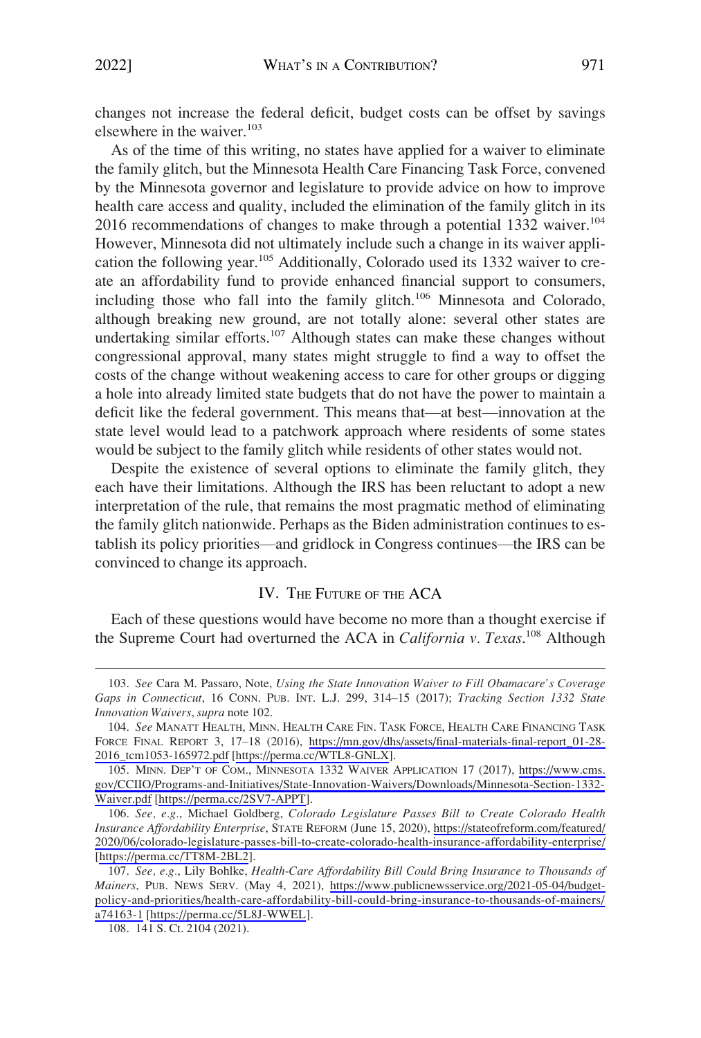changes not increase the federal deficit, budget costs can be offset by savings elsewhere in the waiver.[103]

As of the time of this writing, no states have applied for a waiver to eliminate the family glitch, but the Minnesota Health Care Financing Task Force, convened by the Minnesota governor and legislature to provide advice on how to improve health care access and quality, included the elimination of the family glitch in its 2016 recommendations of changes to make through a potential 1332 waiver.[104] However, Minnesota did not ultimately include such a change in its waiver application the following year.[105] Additionally, Colorado used its 1332 waiver to create an affordability fund to provide enhanced financial support to consumers, including those who fall into the family glitch.[106] Minnesota and Colorado, although breaking new ground, are not totally alone: several other states are undertaking similar efforts.[107] Although states can make these changes without congressional approval, many states might struggle to find a way to offset the costs of the change without weakening access to care for other groups or digging a hole into already limited state budgets that do not have the power to maintain a deficit like the federal government. This means that—at best—innovation at the state level would lead to a patchwork approach where residents of some states would be subject to the family glitch while residents of other states would not.

Despite the existence of several options to eliminate the family glitch, they each have their limitations. Although the IRS has been reluctant to adopt a new interpretation of the rule, that remains the most pragmatic method of eliminating the family glitch nationwide. Perhaps as the Biden administration continues to establish its policy priorities—and gridlock in Congress continues—the IRS can be convinced to change its approach.

## IV. The Future of the ACA

Each of these questions would have become no more than a thought exercise if the Supreme Court had overturned the ACA in *California v. Texas*.[108] Although

---

103. *See* Cara M. Passaro, Note, *Using the State Innovation Waiver to Fill Obamacare's Coverage Gaps in Connecticut*, 16 CONN. PUB. INT. L.J. 299, 314–15 (2017); *Tracking Section 1332 State Innovation Waivers*, *supra* note 102.

104. *See* MANATT HEALTH, MINN. HEALTH CARE FIN. TASK FORCE, HEALTH CARE FINANCING TASK FORCE FINAL REPORT 3, 17–18 (2016), https://mn.gov/dhs/assets/final-materials-final-report_01-28-2016_tcm1053-165972.pdf [https://perma.cc/WTL8-GNLX].

105. MINN. DEP'T OF COM., MINNESOTA 1332 WAIVER APPLICATION 17 (2017), https://www.cms.gov/CCIIO/Programs-and-Initiatives/State-Innovation-Waivers/Downloads/Minnesota-Section-1332-Waiver.pdf [https://perma.cc/2SV7-APPT].

106. *See, e.g.*, Michael Goldberg, *Colorado Legislature Passes Bill to Create Colorado Health Insurance Affordability Enterprise*, STATE REFORM (June 15, 2020), https://stateofreform.com/featured/2020/06/colorado-legislature-passes-bill-to-create-colorado-health-insurance-affordability-enterprise/ [https://perma.cc/TT8M-2BL2].

107. *See, e.g.*, Lily Bohlke, *Health-Care Affordability Bill Could Bring Insurance to Thousands of Mainers*, PUB. NEWS SERV. (May 4, 2021), https://www.publicnewsservice.org/2021-05-04/budget-policy-and-priorities/health-care-affordability-bill-could-bring-insurance-to-thousands-of-mainers/a74163-1 [https://perma.cc/5L8J-WWEL].

108. 141 S. Ct. 2104 (2021).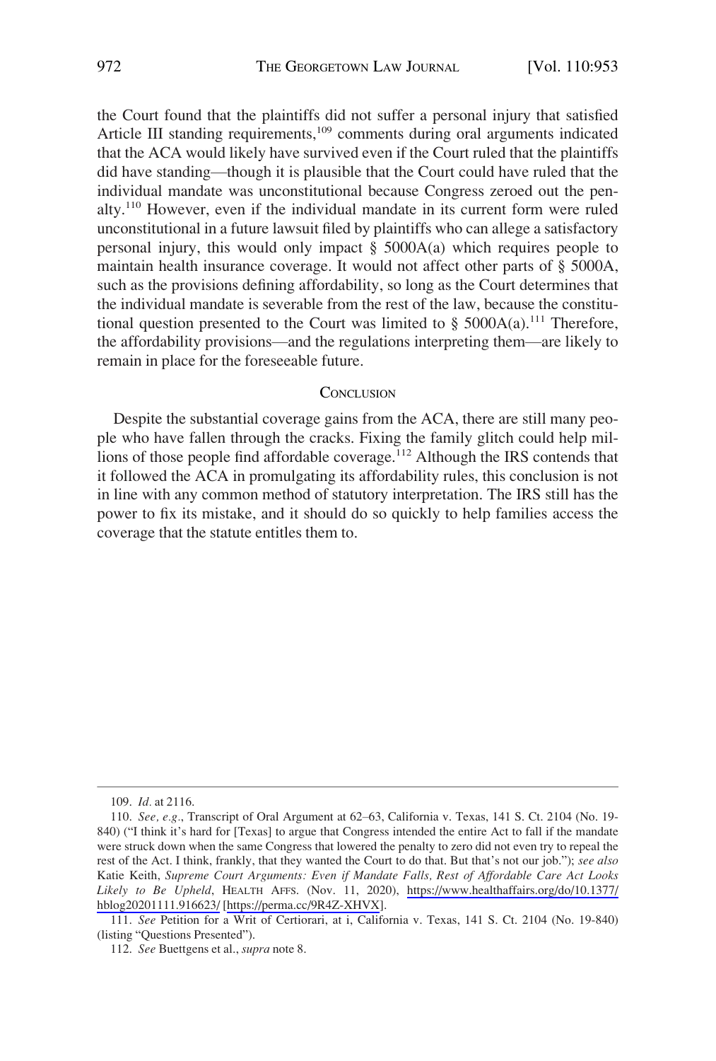the Court found that the plaintiffs did not suffer a personal injury that satisfied Article III standing requirements,[109] comments during oral arguments indicated that the ACA would likely have survived even if the Court ruled that the plaintiffs did have standing—though it is plausible that the Court could have ruled that the individual mandate was unconstitutional because Congress zeroed out the penalty.[110] However, even if the individual mandate in its current form were ruled unconstitutional in a future lawsuit filed by plaintiffs who can allege a satisfactory personal injury, this would only impact § 5000A(a) which requires people to maintain health insurance coverage. It would not affect other parts of § 5000A, such as the provisions defining affordability, so long as the Court determines that the individual mandate is severable from the rest of the law, because the constitutional question presented to the Court was limited to § 5000A(a).[111] Therefore, the affordability provisions—and the regulations interpreting them—are likely to remain in place for the foreseeable future.

## CONCLUSION

Despite the substantial coverage gains from the ACA, there are still many people who have fallen through the cracks. Fixing the family glitch could help millions of those people find affordable coverage.[112] Although the IRS contends that it followed the ACA in promulgating its affordability rules, this conclusion is not in line with any common method of statutory interpretation. The IRS still has the power to fix its mistake, and it should do so quickly to help families access the coverage that the statute entitles them to.

---

109. *Id.* at 2116.

110. *See, e.g.*, Transcript of Oral Argument at 62–63, California v. Texas, 141 S. Ct. 2104 (No. 19-840) ("I think it's hard for [Texas] to argue that Congress intended the entire Act to fall if the mandate were struck down when the same Congress that lowered the penalty to zero did not even try to repeal the rest of the Act. I think, frankly, that they wanted the Court to do that. But that's not our job."); *see also* Katie Keith, *Supreme Court Arguments: Even if Mandate Falls, Rest of Affordable Care Act Looks Likely to Be Upheld*, HEALTH AFFS. (Nov. 11, 2020), https://www.healthaffairs.org/do/10.1377/hblog20201111.916623/ [https://perma.cc/9R4Z-XHVX].

111. *See* Petition for a Writ of Certiorari, at i, California v. Texas, 141 S. Ct. 2104 (No. 19-840) (listing "Questions Presented").

112. *See* Buettgens et al., *supra* note 8.